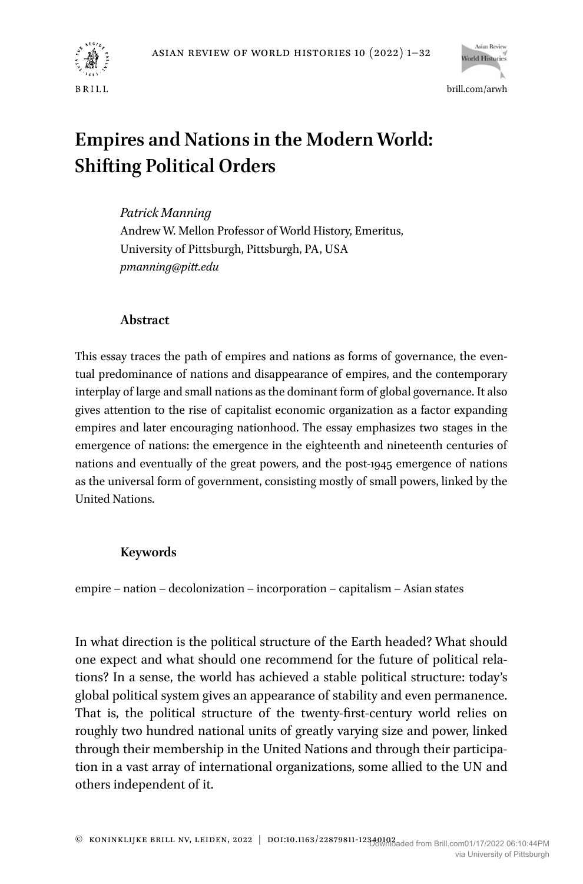# Empires and Nations in the Modern World: Shifting Political Orders

*Patrick Manning*
Andrew W. Mellon Professor of World History, Emeritus,
University of Pittsburgh, Pittsburgh, PA, USA
*pmanning@pitt.edu*

## Abstract

This essay traces the path of empires and nations as forms of governance, the eventual predominance of nations and disappearance of empires, and the contemporary interplay of large and small nations as the dominant form of global governance. It also gives attention to the rise of capitalist economic organization as a factor expanding empires and later encouraging nationhood. The essay emphasizes two stages in the emergence of nations: the emergence in the eighteenth and nineteenth centuries of nations and eventually of the great powers, and the post-1945 emergence of nations as the universal form of government, consisting mostly of small powers, linked by the United Nations.

## Keywords

empire – nation – decolonization – incorporation – capitalism – Asian states

In what direction is the political structure of the Earth headed? What should one expect and what should one recommend for the future of political relations? In a sense, the world has achieved a stable political structure: today's global political system gives an appearance of stability and even permanence. That is, the political structure of the twenty-first-century world relies on roughly two hundred national units of greatly varying size and power, linked through their membership in the United Nations and through their participation in a vast array of international organizations, some allied to the UN and others independent of it.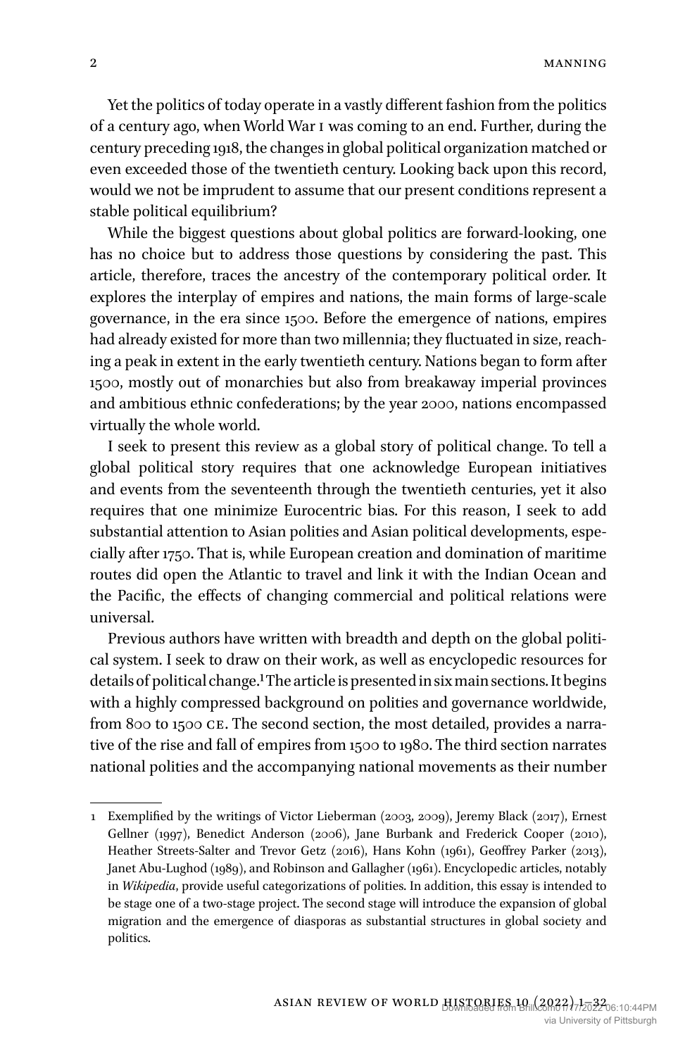Yet the politics of today operate in a vastly different fashion from the politics of a century ago, when World War I was coming to an end. Further, during the century preceding 1918, the changes in global political organization matched or even exceeded those of the twentieth century. Looking back upon this record, would we not be imprudent to assume that our present conditions represent a stable political equilibrium?

While the biggest questions about global politics are forward-looking, one has no choice but to address those questions by considering the past. This article, therefore, traces the ancestry of the contemporary political order. It explores the interplay of empires and nations, the main forms of large-scale governance, in the era since 1500. Before the emergence of nations, empires had already existed for more than two millennia; they fluctuated in size, reaching a peak in extent in the early twentieth century. Nations began to form after 1500, mostly out of monarchies but also from breakaway imperial provinces and ambitious ethnic confederations; by the year 2000, nations encompassed virtually the whole world.

I seek to present this review as a global story of political change. To tell a global political story requires that one acknowledge European initiatives and events from the seventeenth through the twentieth centuries, yet it also requires that one minimize Eurocentric bias. For this reason, I seek to add substantial attention to Asian polities and Asian political developments, especially after 1750. That is, while European creation and domination of maritime routes did open the Atlantic to travel and link it with the Indian Ocean and the Pacific, the effects of changing commercial and political relations were universal.

Previous authors have written with breadth and depth on the global political system. I seek to draw on their work, as well as encyclopedic resources for details of political change.[1] The article is presented in six main sections. It begins with a highly compressed background on polities and governance worldwide, from 800 to 1500 CE. The second section, the most detailed, provides a narrative of the rise and fall of empires from 1500 to 1980. The third section narrates national polities and the accompanying national movements as their number

---

1 Exemplified by the writings of Victor Lieberman (2003, 2009), Jeremy Black (2017), Ernest Gellner (1997), Benedict Anderson (2006), Jane Burbank and Frederick Cooper (2010), Heather Streets-Salter and Trevor Getz (2016), Hans Kohn (1961), Geoffrey Parker (2013), Janet Abu-Lughod (1989), and Robinson and Gallagher (1961). Encyclopedic articles, notably in *Wikipedia*, provide useful categorizations of polities. In addition, this essay is intended to be stage one of a two-stage project. The second stage will introduce the expansion of global migration and the emergence of diasporas as substantial structures in global society and politics.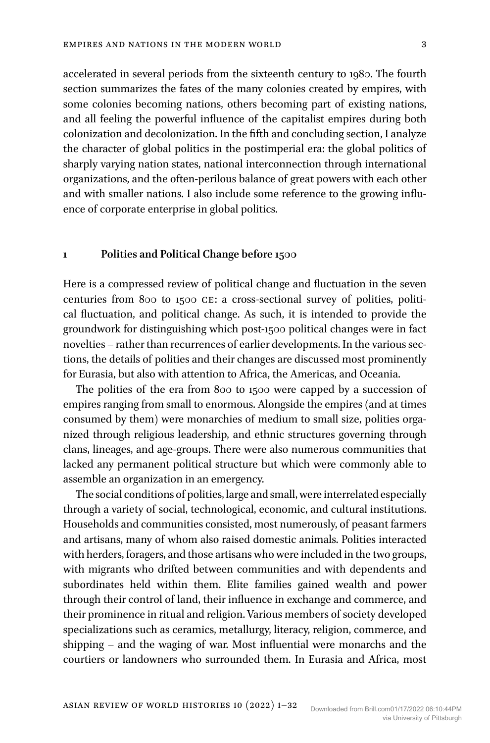accelerated in several periods from the sixteenth century to 1980. The fourth section summarizes the fates of the many colonies created by empires, with some colonies becoming nations, others becoming part of existing nations, and all feeling the powerful influence of the capitalist empires during both colonization and decolonization. In the fifth and concluding section, I analyze the character of global politics in the postimperial era: the global politics of sharply varying nation states, national interconnection through international organizations, and the often-perilous balance of great powers with each other and with smaller nations. I also include some reference to the growing influence of corporate enterprise in global politics.

## 1 Polities and Political Change before 1500

Here is a compressed review of political change and fluctuation in the seven centuries from 800 to 1500 CE: a cross-sectional survey of polities, political fluctuation, and political change. As such, it is intended to provide the groundwork for distinguishing which post-1500 political changes were in fact novelties – rather than recurrences of earlier developments. In the various sections, the details of polities and their changes are discussed most prominently for Eurasia, but also with attention to Africa, the Americas, and Oceania.

The polities of the era from 800 to 1500 were capped by a succession of empires ranging from small to enormous. Alongside the empires (and at times consumed by them) were monarchies of medium to small size, polities organized through religious leadership, and ethnic structures governing through clans, lineages, and age-groups. There were also numerous communities that lacked any permanent political structure but which were commonly able to assemble an organization in an emergency.

The social conditions of polities, large and small, were interrelated especially through a variety of social, technological, economic, and cultural institutions. Households and communities consisted, most numerously, of peasant farmers and artisans, many of whom also raised domestic animals. Polities interacted with herders, foragers, and those artisans who were included in the two groups, with migrants who drifted between communities and with dependents and subordinates held within them. Elite families gained wealth and power through their control of land, their influence in exchange and commerce, and their prominence in ritual and religion. Various members of society developed specializations such as ceramics, metallurgy, literacy, religion, commerce, and shipping – and the waging of war. Most influential were monarchs and the courtiers or landowners who surrounded them. In Eurasia and Africa, most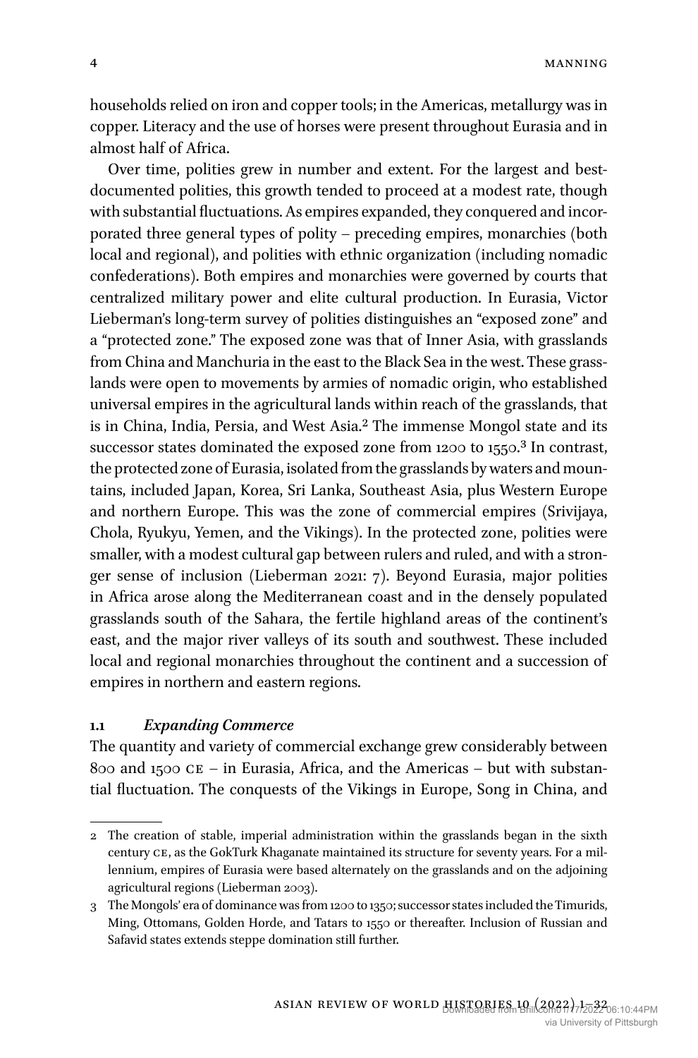households relied on iron and copper tools; in the Americas, metallurgy was in copper. Literacy and the use of horses were present throughout Eurasia and in almost half of Africa.

Over time, polities grew in number and extent. For the largest and best-documented polities, this growth tended to proceed at a modest rate, though with substantial fluctuations. As empires expanded, they conquered and incorporated three general types of polity – preceding empires, monarchies (both local and regional), and polities with ethnic organization (including nomadic confederations). Both empires and monarchies were governed by courts that centralized military power and elite cultural production. In Eurasia, Victor Lieberman's long-term survey of polities distinguishes an "exposed zone" and a "protected zone." The exposed zone was that of Inner Asia, with grasslands from China and Manchuria in the east to the Black Sea in the west. These grasslands were open to movements by armies of nomadic origin, who established universal empires in the agricultural lands within reach of the grasslands, that is in China, India, Persia, and West Asia.[2] The immense Mongol state and its successor states dominated the exposed zone from 1200 to 1550.[3] In contrast, the protected zone of Eurasia, isolated from the grasslands by waters and mountains, included Japan, Korea, Sri Lanka, Southeast Asia, plus Western Europe and northern Europe. This was the zone of commercial empires (Srivijaya, Chola, Ryukyu, Yemen, and the Vikings). In the protected zone, polities were smaller, with a modest cultural gap between rulers and ruled, and with a stronger sense of inclusion (Lieberman 2021: 7). Beyond Eurasia, major polities in Africa arose along the Mediterranean coast and in the densely populated grasslands south of the Sahara, the fertile highland areas of the continent's east, and the major river valleys of its south and southwest. These included local and regional monarchies throughout the continent and a succession of empires in northern and eastern regions.

### 1.1 *Expanding Commerce*

The quantity and variety of commercial exchange grew considerably between 800 and 1500 CE – in Eurasia, Africa, and the Americas – but with substantial fluctuation. The conquests of the Vikings in Europe, Song in China, and

---

2 The creation of stable, imperial administration within the grasslands began in the sixth century CE, as the GokTurk Khaganate maintained its structure for seventy years. For a millennium, empires of Eurasia were based alternately on the grasslands and on the adjoining agricultural regions (Lieberman 2003).

3 The Mongols' era of dominance was from 1200 to 1350; successor states included the Timurids, Ming, Ottomans, Golden Horde, and Tatars to 1550 or thereafter. Inclusion of Russian and Safavid states extends steppe domination still further.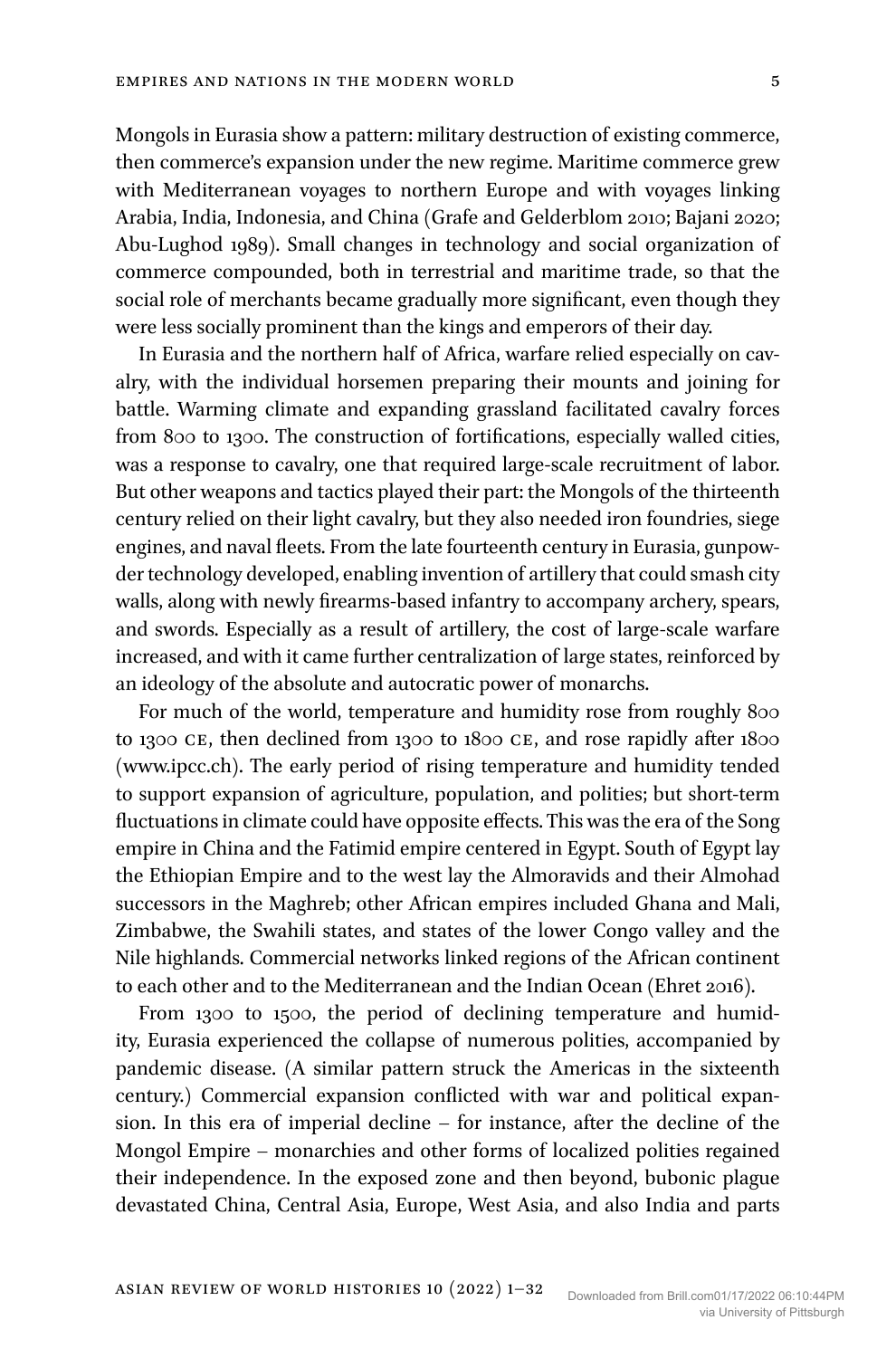Mongols in Eurasia show a pattern: military destruction of existing commerce, then commerce's expansion under the new regime. Maritime commerce grew with Mediterranean voyages to northern Europe and with voyages linking Arabia, India, Indonesia, and China (Grafe and Gelderblom 2010; Bajani 2020; Abu-Lughod 1989). Small changes in technology and social organization of commerce compounded, both in terrestrial and maritime trade, so that the social role of merchants became gradually more significant, even though they were less socially prominent than the kings and emperors of their day.

In Eurasia and the northern half of Africa, warfare relied especially on cavalry, with the individual horsemen preparing their mounts and joining for battle. Warming climate and expanding grassland facilitated cavalry forces from 800 to 1300. The construction of fortifications, especially walled cities, was a response to cavalry, one that required large-scale recruitment of labor. But other weapons and tactics played their part: the Mongols of the thirteenth century relied on their light cavalry, but they also needed iron foundries, siege engines, and naval fleets. From the late fourteenth century in Eurasia, gunpowder technology developed, enabling invention of artillery that could smash city walls, along with newly firearms-based infantry to accompany archery, spears, and swords. Especially as a result of artillery, the cost of large-scale warfare increased, and with it came further centralization of large states, reinforced by an ideology of the absolute and autocratic power of monarchs.

For much of the world, temperature and humidity rose from roughly 800 to 1300 CE, then declined from 1300 to 1800 CE, and rose rapidly after 1800 (www.ipcc.ch). The early period of rising temperature and humidity tended to support expansion of agriculture, population, and polities; but short-term fluctuations in climate could have opposite effects. This was the era of the Song empire in China and the Fatimid empire centered in Egypt. South of Egypt lay the Ethiopian Empire and to the west lay the Almoravids and their Almohad successors in the Maghreb; other African empires included Ghana and Mali, Zimbabwe, the Swahili states, and states of the lower Congo valley and the Nile highlands. Commercial networks linked regions of the African continent to each other and to the Mediterranean and the Indian Ocean (Ehret 2016).

From 1300 to 1500, the period of declining temperature and humidity, Eurasia experienced the collapse of numerous polities, accompanied by pandemic disease. (A similar pattern struck the Americas in the sixteenth century.) Commercial expansion conflicted with war and political expansion. In this era of imperial decline – for instance, after the decline of the Mongol Empire – monarchies and other forms of localized polities regained their independence. In the exposed zone and then beyond, bubonic plague devastated China, Central Asia, Europe, West Asia, and also India and parts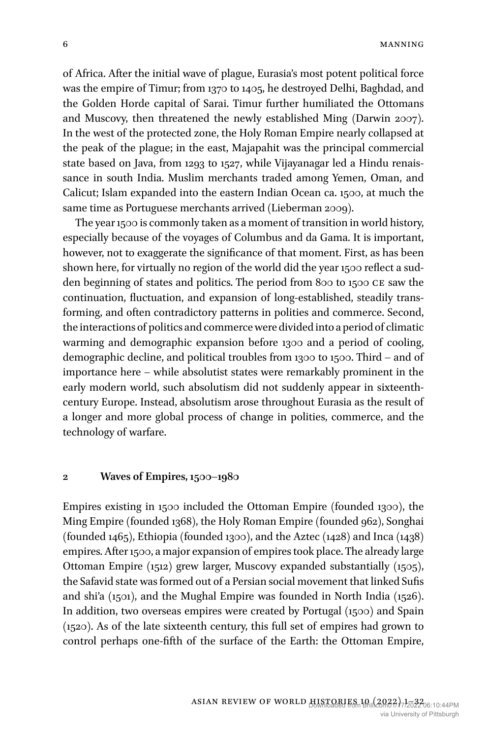of Africa. After the initial wave of plague, Eurasia's most potent political force was the empire of Timur; from 1370 to 1405, he destroyed Delhi, Baghdad, and the Golden Horde capital of Sarai. Timur further humiliated the Ottomans and Muscovy, then threatened the newly established Ming (Darwin 2007). In the west of the protected zone, the Holy Roman Empire nearly collapsed at the peak of the plague; in the east, Majapahit was the principal commercial state based on Java, from 1293 to 1527, while Vijayanagar led a Hindu renaissance in south India. Muslim merchants traded among Yemen, Oman, and Calicut; Islam expanded into the eastern Indian Ocean ca. 1500, at much the same time as Portuguese merchants arrived (Lieberman 2009).

The year 1500 is commonly taken as a moment of transition in world history, especially because of the voyages of Columbus and da Gama. It is important, however, not to exaggerate the significance of that moment. First, as has been shown here, for virtually no region of the world did the year 1500 reflect a sudden beginning of states and politics. The period from 800 to 1500 CE saw the continuation, fluctuation, and expansion of long-established, steadily transforming, and often contradictory patterns in polities and commerce. Second, the interactions of politics and commerce were divided into a period of climatic warming and demographic expansion before 1300 and a period of cooling, demographic decline, and political troubles from 1300 to 1500. Third – and of importance here – while absolutist states were remarkably prominent in the early modern world, such absolutism did not suddenly appear in sixteenth-century Europe. Instead, absolutism arose throughout Eurasia as the result of a longer and more global process of change in polities, commerce, and the technology of warfare.

## 2 Waves of Empires, 1500–1980

Empires existing in 1500 included the Ottoman Empire (founded 1300), the Ming Empire (founded 1368), the Holy Roman Empire (founded 962), Songhai (founded 1465), Ethiopia (founded 1300), and the Aztec (1428) and Inca (1438) empires. After 1500, a major expansion of empires took place. The already large Ottoman Empire (1512) grew larger, Muscovy expanded substantially (1505), the Safavid state was formed out of a Persian social movement that linked Sufis and shi'a (1501), and the Mughal Empire was founded in North India (1526). In addition, two overseas empires were created by Portugal (1500) and Spain (1520). As of the late sixteenth century, this full set of empires had grown to control perhaps one-fifth of the surface of the Earth: the Ottoman Empire,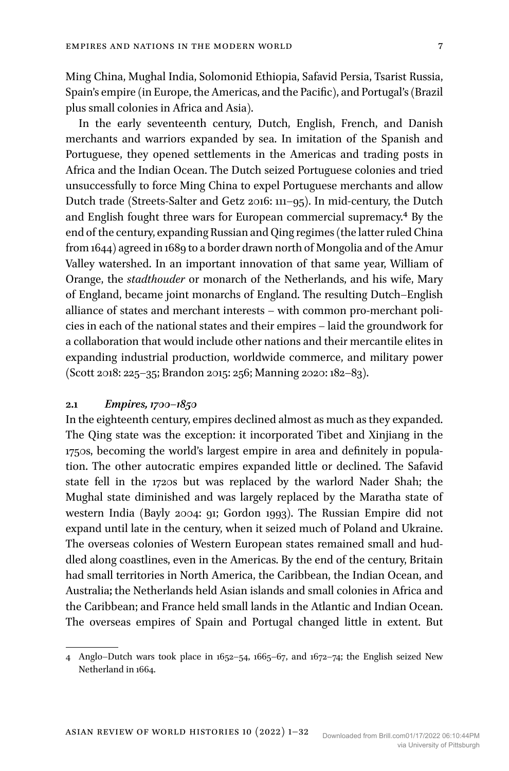Ming China, Mughal India, Solomonid Ethiopia, Safavid Persia, Tsarist Russia, Spain's empire (in Europe, the Americas, and the Pacific), and Portugal's (Brazil plus small colonies in Africa and Asia).

In the early seventeenth century, Dutch, English, French, and Danish merchants and warriors expanded by sea. In imitation of the Spanish and Portuguese, they opened settlements in the Americas and trading posts in Africa and the Indian Ocean. The Dutch seized Portuguese colonies and tried unsuccessfully to force Ming China to expel Portuguese merchants and allow Dutch trade (Streets-Salter and Getz 2016: 111–95). In mid-century, the Dutch and English fought three wars for European commercial supremacy.[4] By the end of the century, expanding Russian and Qing regimes (the latter ruled China from 1644) agreed in 1689 to a border drawn north of Mongolia and of the Amur Valley watershed. In an important innovation of that same year, William of Orange, the *stadthouder* or monarch of the Netherlands, and his wife, Mary of England, became joint monarchs of England. The resulting Dutch–English alliance of states and merchant interests – with common pro-merchant policies in each of the national states and their empires – laid the groundwork for a collaboration that would include other nations and their mercantile elites in expanding industrial production, worldwide commerce, and military power (Scott 2018: 225–35; Brandon 2015: 256; Manning 2020: 182–83).

### 2.1 *Empires, 1700–1850*

In the eighteenth century, empires declined almost as much as they expanded. The Qing state was the exception: it incorporated Tibet and Xinjiang in the 1750s, becoming the world's largest empire in area and definitely in population. The other autocratic empires expanded little or declined. The Safavid state fell in the 1720s but was replaced by the warlord Nader Shah; the Mughal state diminished and was largely replaced by the Maratha state of western India (Bayly 2004: 91; Gordon 1993). The Russian Empire did not expand until late in the century, when it seized much of Poland and Ukraine. The overseas colonies of Western European states remained small and huddled along coastlines, even in the Americas. By the end of the century, Britain had small territories in North America, the Caribbean, the Indian Ocean, and Australia; the Netherlands held Asian islands and small colonies in Africa and the Caribbean; and France held small lands in the Atlantic and Indian Ocean. The overseas empires of Spain and Portugal changed little in extent. But

---

4 Anglo–Dutch wars took place in 1652–54, 1665–67, and 1672–74; the English seized New Netherland in 1664.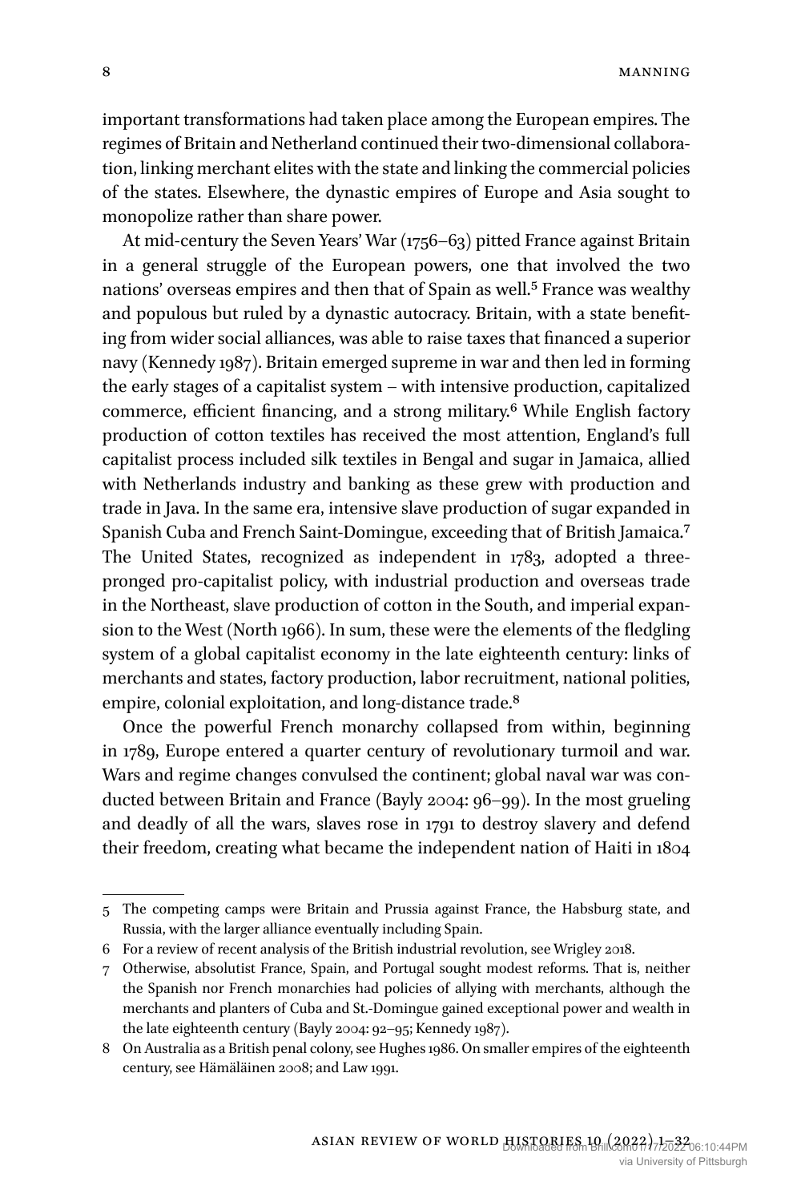important transformations had taken place among the European empires. The regimes of Britain and Netherland continued their two-dimensional collaboration, linking merchant elites with the state and linking the commercial policies of the states. Elsewhere, the dynastic empires of Europe and Asia sought to monopolize rather than share power.

At mid-century the Seven Years' War (1756–63) pitted France against Britain in a general struggle of the European powers, one that involved the two nations' overseas empires and then that of Spain as well.[5] France was wealthy and populous but ruled by a dynastic autocracy. Britain, with a state benefiting from wider social alliances, was able to raise taxes that financed a superior navy (Kennedy 1987). Britain emerged supreme in war and then led in forming the early stages of a capitalist system – with intensive production, capitalized commerce, efficient financing, and a strong military.[6] While English factory production of cotton textiles has received the most attention, England's full capitalist process included silk textiles in Bengal and sugar in Jamaica, allied with Netherlands industry and banking as these grew with production and trade in Java. In the same era, intensive slave production of sugar expanded in Spanish Cuba and French Saint-Domingue, exceeding that of British Jamaica.[7] The United States, recognized as independent in 1783, adopted a three-pronged pro-capitalist policy, with industrial production and overseas trade in the Northeast, slave production of cotton in the South, and imperial expansion to the West (North 1966). In sum, these were the elements of the fledgling system of a global capitalist economy in the late eighteenth century: links of merchants and states, factory production, labor recruitment, national polities, empire, colonial exploitation, and long-distance trade.[8]

Once the powerful French monarchy collapsed from within, beginning in 1789, Europe entered a quarter century of revolutionary turmoil and war. Wars and regime changes convulsed the continent; global naval war was conducted between Britain and France (Bayly 2004: 96–99). In the most grueling and deadly of all the wars, slaves rose in 1791 to destroy slavery and defend their freedom, creating what became the independent nation of Haiti in 1804

---

5 The competing camps were Britain and Prussia against France, the Habsburg state, and Russia, with the larger alliance eventually including Spain.

6 For a review of recent analysis of the British industrial revolution, see Wrigley 2018.

7 Otherwise, absolutist France, Spain, and Portugal sought modest reforms. That is, neither the Spanish nor French monarchies had policies of allying with merchants, although the merchants and planters of Cuba and St.-Domingue gained exceptional power and wealth in the late eighteenth century (Bayly 2004: 92–95; Kennedy 1987).

8 On Australia as a British penal colony, see Hughes 1986. On smaller empires of the eighteenth century, see Hämäläinen 2008; and Law 1991.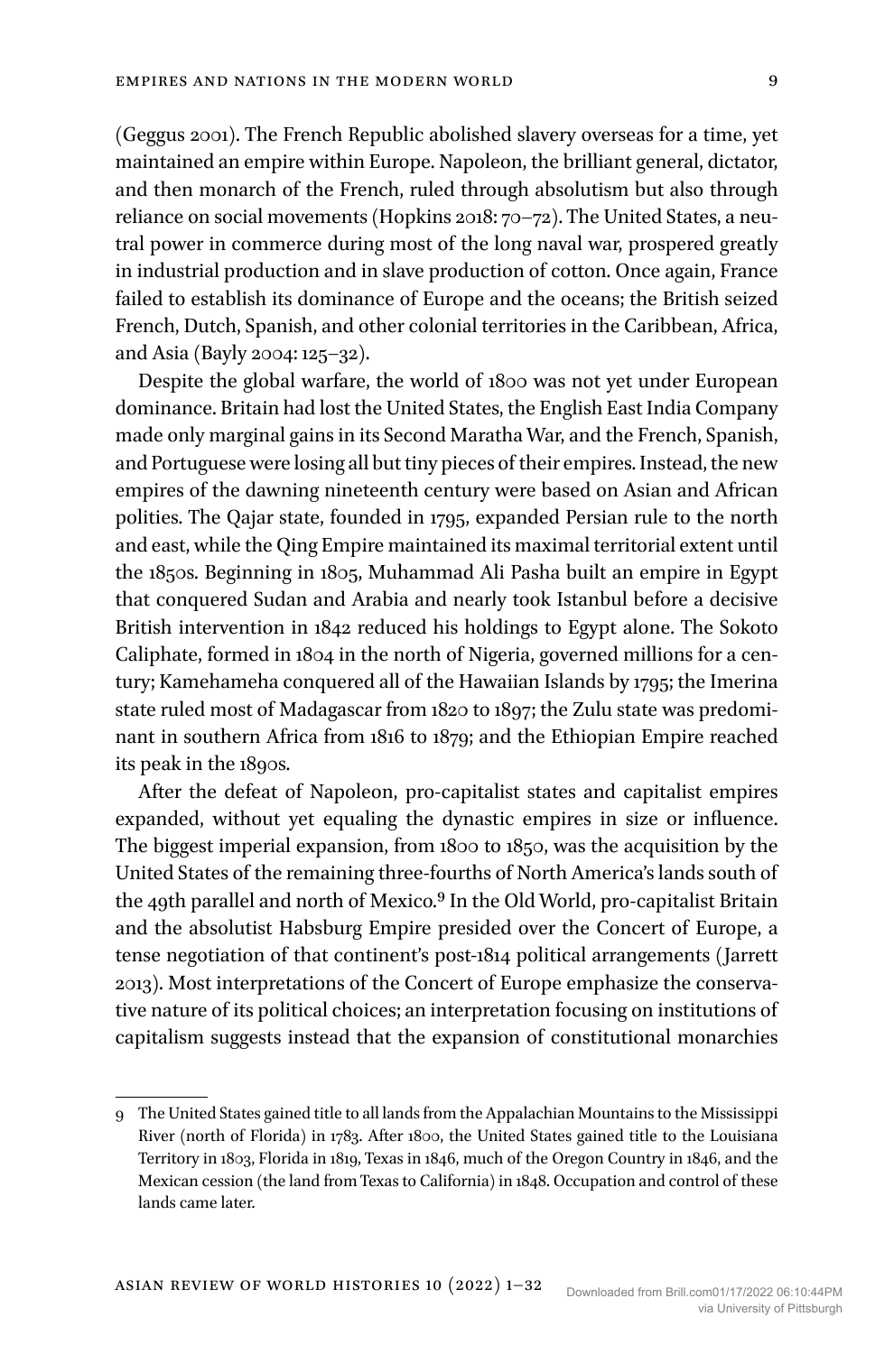(Geggus 2001). The French Republic abolished slavery overseas for a time, yet maintained an empire within Europe. Napoleon, the brilliant general, dictator, and then monarch of the French, ruled through absolutism but also through reliance on social movements (Hopkins 2018: 70–72). The United States, a neutral power in commerce during most of the long naval war, prospered greatly in industrial production and in slave production of cotton. Once again, France failed to establish its dominance of Europe and the oceans; the British seized French, Dutch, Spanish, and other colonial territories in the Caribbean, Africa, and Asia (Bayly 2004: 125–32).

Despite the global warfare, the world of 1800 was not yet under European dominance. Britain had lost the United States, the English East India Company made only marginal gains in its Second Maratha War, and the French, Spanish, and Portuguese were losing all but tiny pieces of their empires. Instead, the new empires of the dawning nineteenth century were based on Asian and African polities. The Qajar state, founded in 1795, expanded Persian rule to the north and east, while the Qing Empire maintained its maximal territorial extent until the 1850s. Beginning in 1805, Muhammad Ali Pasha built an empire in Egypt that conquered Sudan and Arabia and nearly took Istanbul before a decisive British intervention in 1842 reduced his holdings to Egypt alone. The Sokoto Caliphate, formed in 1804 in the north of Nigeria, governed millions for a century; Kamehameha conquered all of the Hawaiian Islands by 1795; the Imerina state ruled most of Madagascar from 1820 to 1897; the Zulu state was predominant in southern Africa from 1816 to 1879; and the Ethiopian Empire reached its peak in the 1890s.

After the defeat of Napoleon, pro-capitalist states and capitalist empires expanded, without yet equaling the dynastic empires in size or influence. The biggest imperial expansion, from 1800 to 1850, was the acquisition by the United States of the remaining three-fourths of North America's lands south of the 49th parallel and north of Mexico.[9] In the Old World, pro-capitalist Britain and the absolutist Habsburg Empire presided over the Concert of Europe, a tense negotiation of that continent's post-1814 political arrangements (Jarrett 2013). Most interpretations of the Concert of Europe emphasize the conservative nature of its political choices; an interpretation focusing on institutions of capitalism suggests instead that the expansion of constitutional monarchies

---

9 The United States gained title to all lands from the Appalachian Mountains to the Mississippi River (north of Florida) in 1783. After 1800, the United States gained title to the Louisiana Territory in 1803, Florida in 1819, Texas in 1846, much of the Oregon Country in 1846, and the Mexican cession (the land from Texas to California) in 1848. Occupation and control of these lands came later.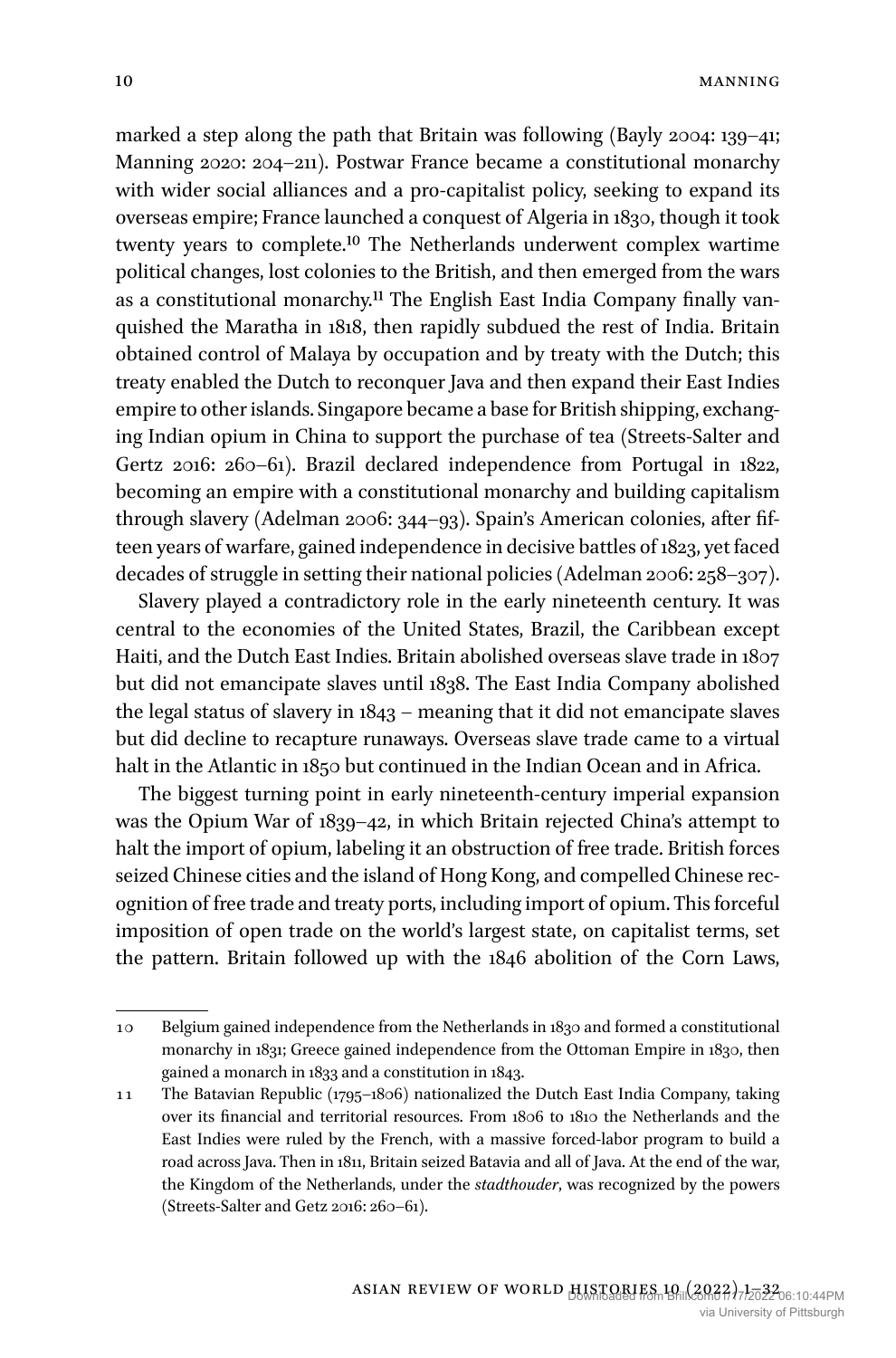marked a step along the path that Britain was following (Bayly 2004: 139–41; Manning 2020: 204–211). Postwar France became a constitutional monarchy with wider social alliances and a pro-capitalist policy, seeking to expand its overseas empire; France launched a conquest of Algeria in 1830, though it took twenty years to complete.[10] The Netherlands underwent complex wartime political changes, lost colonies to the British, and then emerged from the wars as a constitutional monarchy.[11] The English East India Company finally vanquished the Maratha in 1818, then rapidly subdued the rest of India. Britain obtained control of Malaya by occupation and by treaty with the Dutch; this treaty enabled the Dutch to reconquer Java and then expand their East Indies empire to other islands. Singapore became a base for British shipping, exchanging Indian opium in China to support the purchase of tea (Streets-Salter and Gertz 2016: 260–61). Brazil declared independence from Portugal in 1822, becoming an empire with a constitutional monarchy and building capitalism through slavery (Adelman 2006: 344–93). Spain's American colonies, after fifteen years of warfare, gained independence in decisive battles of 1823, yet faced decades of struggle in setting their national policies (Adelman 2006: 258–307).

Slavery played a contradictory role in the early nineteenth century. It was central to the economies of the United States, Brazil, the Caribbean except Haiti, and the Dutch East Indies. Britain abolished overseas slave trade in 1807 but did not emancipate slaves until 1838. The East India Company abolished the legal status of slavery in 1843 – meaning that it did not emancipate slaves but did decline to recapture runaways. Overseas slave trade came to a virtual halt in the Atlantic in 1850 but continued in the Indian Ocean and in Africa.

The biggest turning point in early nineteenth-century imperial expansion was the Opium War of 1839–42, in which Britain rejected China's attempt to halt the import of opium, labeling it an obstruction of free trade. British forces seized Chinese cities and the island of Hong Kong, and compelled Chinese recognition of free trade and treaty ports, including import of opium. This forceful imposition of open trade on the world's largest state, on capitalist terms, set the pattern. Britain followed up with the 1846 abolition of the Corn Laws,

---

10 Belgium gained independence from the Netherlands in 1830 and formed a constitutional monarchy in 1831; Greece gained independence from the Ottoman Empire in 1830, then gained a monarch in 1833 and a constitution in 1843.

11 The Batavian Republic (1795–1806) nationalized the Dutch East India Company, taking over its financial and territorial resources. From 1806 to 1810 the Netherlands and the East Indies were ruled by the French, with a massive forced-labor program to build a road across Java. Then in 1811, Britain seized Batavia and all of Java. At the end of the war, the Kingdom of the Netherlands, under the *stadthouder*, was recognized by the powers (Streets-Salter and Getz 2016: 260–61).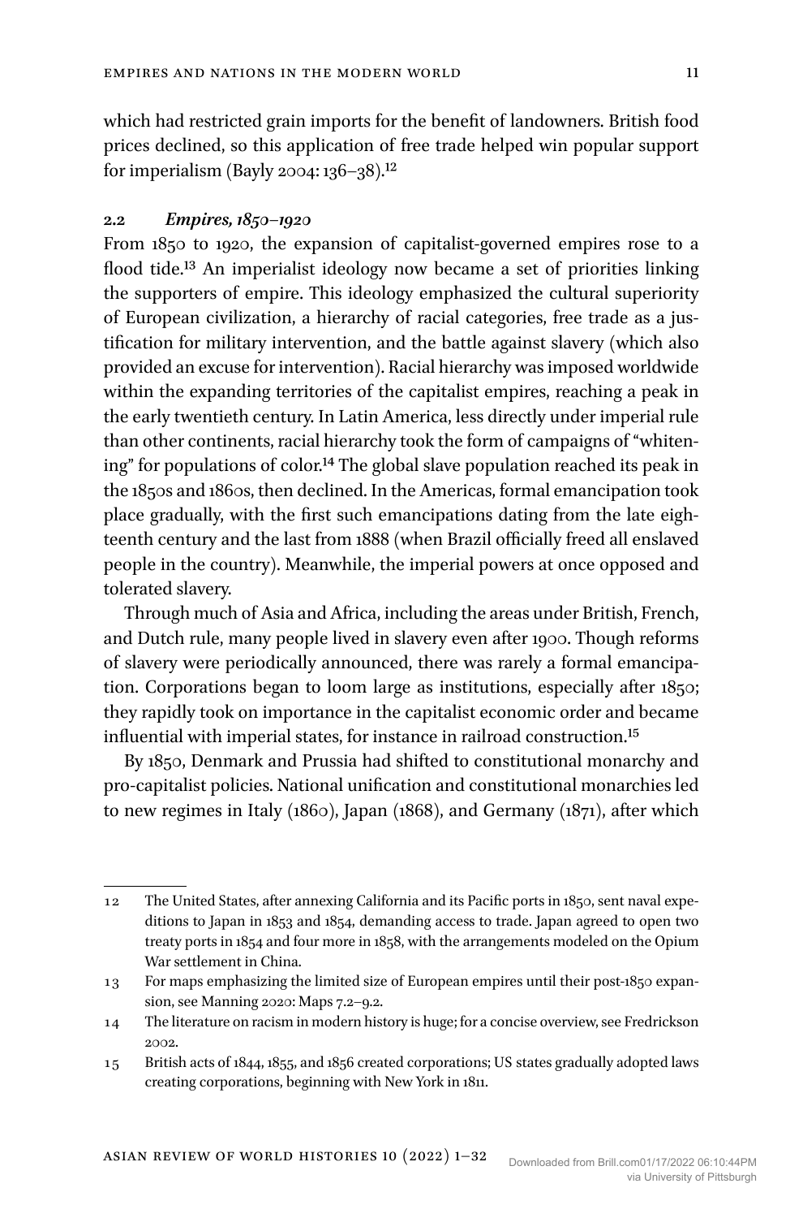which had restricted grain imports for the benefit of landowners. British food prices declined, so this application of free trade helped win popular support for imperialism (Bayly 2004: 136–38).[12]

### 2.2 *Empires, 1850–1920*

From 1850 to 1920, the expansion of capitalist-governed empires rose to a flood tide.[13] An imperialist ideology now became a set of priorities linking the supporters of empire. This ideology emphasized the cultural superiority of European civilization, a hierarchy of racial categories, free trade as a justification for military intervention, and the battle against slavery (which also provided an excuse for intervention). Racial hierarchy was imposed worldwide within the expanding territories of the capitalist empires, reaching a peak in the early twentieth century. In Latin America, less directly under imperial rule than other continents, racial hierarchy took the form of campaigns of "whitening" for populations of color.[14] The global slave population reached its peak in the 1850s and 1860s, then declined. In the Americas, formal emancipation took place gradually, with the first such emancipations dating from the late eighteenth century and the last from 1888 (when Brazil officially freed all enslaved people in the country). Meanwhile, the imperial powers at once opposed and tolerated slavery.

Through much of Asia and Africa, including the areas under British, French, and Dutch rule, many people lived in slavery even after 1900. Though reforms of slavery were periodically announced, there was rarely a formal emancipation. Corporations began to loom large as institutions, especially after 1850; they rapidly took on importance in the capitalist economic order and became influential with imperial states, for instance in railroad construction.[15]

By 1850, Denmark and Prussia had shifted to constitutional monarchy and pro-capitalist policies. National unification and constitutional monarchies led to new regimes in Italy (1860), Japan (1868), and Germany (1871), after which

---

12 The United States, after annexing California and its Pacific ports in 1850, sent naval expeditions to Japan in 1853 and 1854, demanding access to trade. Japan agreed to open two treaty ports in 1854 and four more in 1858, with the arrangements modeled on the Opium War settlement in China.

13 For maps emphasizing the limited size of European empires until their post-1850 expansion, see Manning 2020: Maps 7.2–9.2.

14 The literature on racism in modern history is huge; for a concise overview, see Fredrickson 2002.

15 British acts of 1844, 1855, and 1856 created corporations; US states gradually adopted laws creating corporations, beginning with New York in 1811.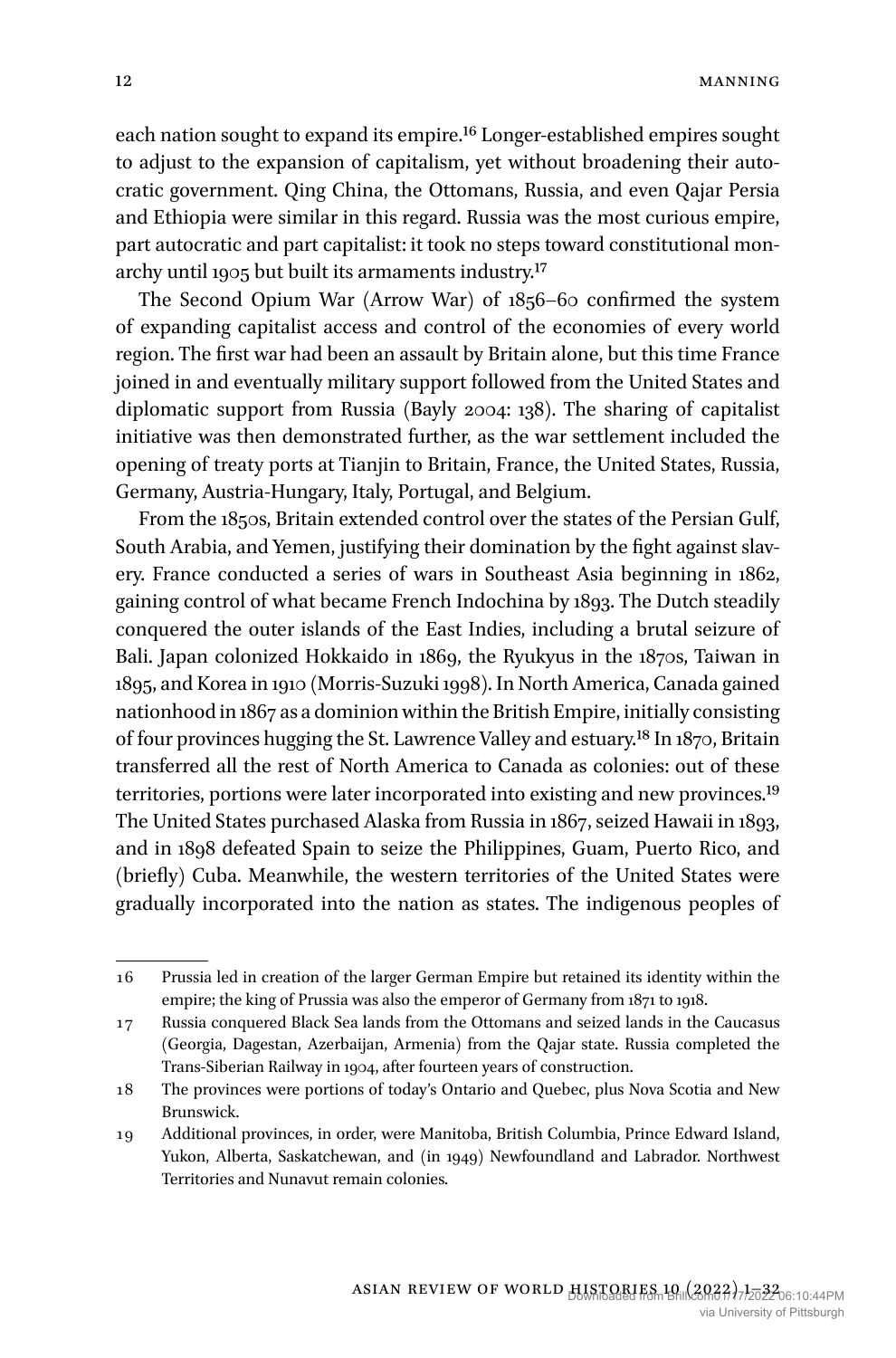each nation sought to expand its empire.[16] Longer-established empires sought to adjust to the expansion of capitalism, yet without broadening their autocratic government. Qing China, the Ottomans, Russia, and even Qajar Persia and Ethiopia were similar in this regard. Russia was the most curious empire, part autocratic and part capitalist: it took no steps toward constitutional monarchy until 1905 but built its armaments industry.[17]

The Second Opium War (Arrow War) of 1856–60 confirmed the system of expanding capitalist access and control of the economies of every world region. The first war had been an assault by Britain alone, but this time France joined in and eventually military support followed from the United States and diplomatic support from Russia (Bayly 2004: 138). The sharing of capitalist initiative was then demonstrated further, as the war settlement included the opening of treaty ports at Tianjin to Britain, France, the United States, Russia, Germany, Austria-Hungary, Italy, Portugal, and Belgium.

From the 1850s, Britain extended control over the states of the Persian Gulf, South Arabia, and Yemen, justifying their domination by the fight against slavery. France conducted a series of wars in Southeast Asia beginning in 1862, gaining control of what became French Indochina by 1893. The Dutch steadily conquered the outer islands of the East Indies, including a brutal seizure of Bali. Japan colonized Hokkaido in 1869, the Ryukyus in the 1870s, Taiwan in 1895, and Korea in 1910 (Morris-Suzuki 1998). In North America, Canada gained nationhood in 1867 as a dominion within the British Empire, initially consisting of four provinces hugging the St. Lawrence Valley and estuary.[18] In 1870, Britain transferred all the rest of North America to Canada as colonies: out of these territories, portions were later incorporated into existing and new provinces.[19] The United States purchased Alaska from Russia in 1867, seized Hawaii in 1893, and in 1898 defeated Spain to seize the Philippines, Guam, Puerto Rico, and (briefly) Cuba. Meanwhile, the western territories of the United States were gradually incorporated into the nation as states. The indigenous peoples of

---

16 Prussia led in creation of the larger German Empire but retained its identity within the empire; the king of Prussia was also the emperor of Germany from 1871 to 1918.

17 Russia conquered Black Sea lands from the Ottomans and seized lands in the Caucasus (Georgia, Dagestan, Azerbaijan, Armenia) from the Qajar state. Russia completed the Trans-Siberian Railway in 1904, after fourteen years of construction.

18 The provinces were portions of today's Ontario and Quebec, plus Nova Scotia and New Brunswick.

19 Additional provinces, in order, were Manitoba, British Columbia, Prince Edward Island, Yukon, Alberta, Saskatchewan, and (in 1949) Newfoundland and Labrador. Northwest Territories and Nunavut remain colonies.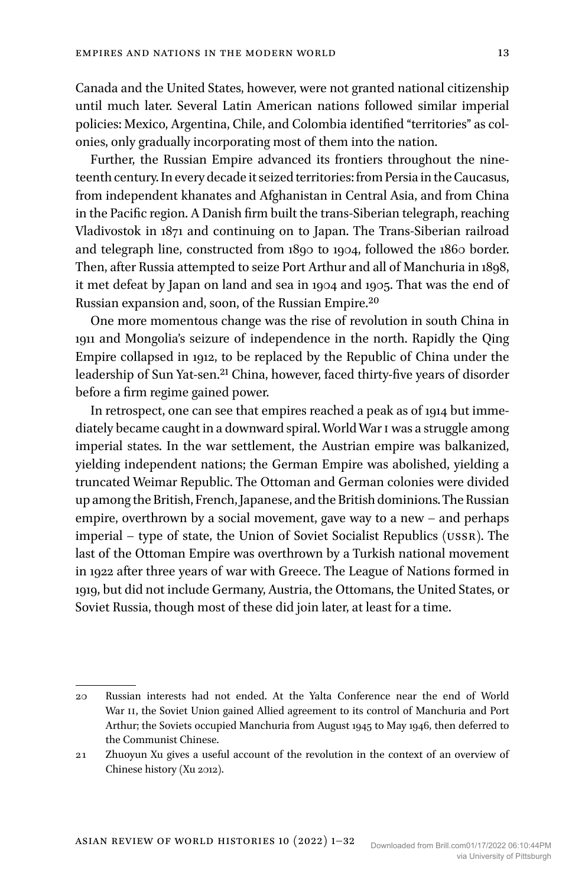Canada and the United States, however, were not granted national citizenship until much later. Several Latin American nations followed similar imperial policies: Mexico, Argentina, Chile, and Colombia identified "territories" as colonies, only gradually incorporating most of them into the nation.

Further, the Russian Empire advanced its frontiers throughout the nineteenth century. In every decade it seized territories: from Persia in the Caucasus, from independent khanates and Afghanistan in Central Asia, and from China in the Pacific region. A Danish firm built the trans-Siberian telegraph, reaching Vladivostok in 1871 and continuing on to Japan. The Trans-Siberian railroad and telegraph line, constructed from 1890 to 1904, followed the 1860 border. Then, after Russia attempted to seize Port Arthur and all of Manchuria in 1898, it met defeat by Japan on land and sea in 1904 and 1905. That was the end of Russian expansion and, soon, of the Russian Empire.[20]

One more momentous change was the rise of revolution in south China in 1911 and Mongolia's seizure of independence in the north. Rapidly the Qing Empire collapsed in 1912, to be replaced by the Republic of China under the leadership of Sun Yat-sen.[21] China, however, faced thirty-five years of disorder before a firm regime gained power.

In retrospect, one can see that empires reached a peak as of 1914 but immediately became caught in a downward spiral. World War I was a struggle among imperial states. In the war settlement, the Austrian empire was balkanized, yielding independent nations; the German Empire was abolished, yielding a truncated Weimar Republic. The Ottoman and German colonies were divided up among the British, French, Japanese, and the British dominions. The Russian empire, overthrown by a social movement, gave way to a new – and perhaps imperial – type of state, the Union of Soviet Socialist Republics (USSR). The last of the Ottoman Empire was overthrown by a Turkish national movement in 1922 after three years of war with Greece. The League of Nations formed in 1919, but did not include Germany, Austria, the Ottomans, the United States, or Soviet Russia, though most of these did join later, at least for a time.

---

20 Russian interests had not ended. At the Yalta Conference near the end of World War II, the Soviet Union gained Allied agreement to its control of Manchuria and Port Arthur; the Soviets occupied Manchuria from August 1945 to May 1946, then deferred to the Communist Chinese.

21 Zhuoyun Xu gives a useful account of the revolution in the context of an overview of Chinese history (Xu 2012).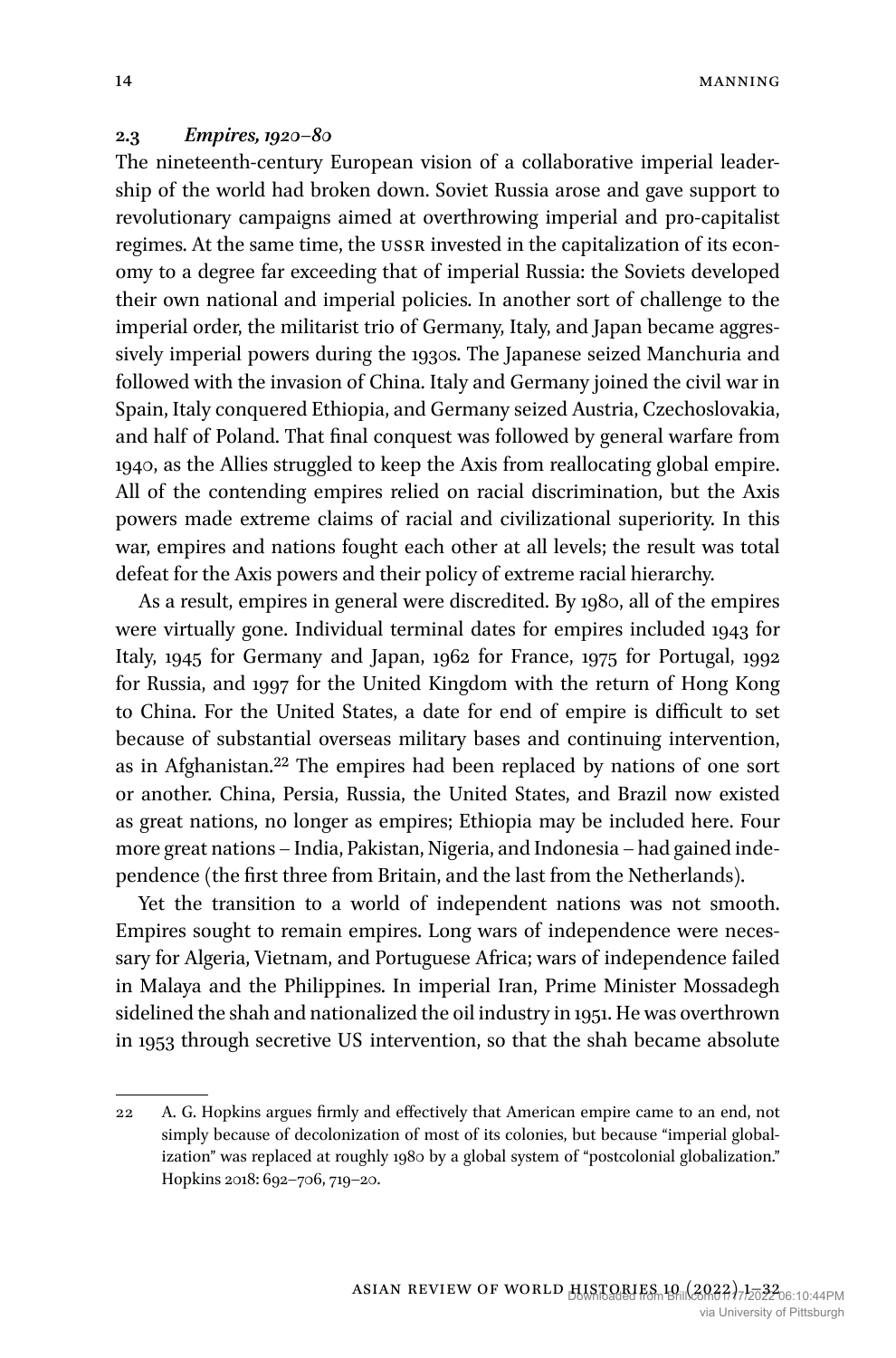### 2.3 *Empires, 1920–80*

The nineteenth-century European vision of a collaborative imperial leadership of the world had broken down. Soviet Russia arose and gave support to revolutionary campaigns aimed at overthrowing imperial and pro-capitalist regimes. At the same time, the USSR invested in the capitalization of its economy to a degree far exceeding that of imperial Russia: the Soviets developed their own national and imperial policies. In another sort of challenge to the imperial order, the militarist trio of Germany, Italy, and Japan became aggressively imperial powers during the 1930s. The Japanese seized Manchuria and followed with the invasion of China. Italy and Germany joined the civil war in Spain, Italy conquered Ethiopia, and Germany seized Austria, Czechoslovakia, and half of Poland. That final conquest was followed by general warfare from 1940, as the Allies struggled to keep the Axis from reallocating global empire. All of the contending empires relied on racial discrimination, but the Axis powers made extreme claims of racial and civilizational superiority. In this war, empires and nations fought each other at all levels; the result was total defeat for the Axis powers and their policy of extreme racial hierarchy.

As a result, empires in general were discredited. By 1980, all of the empires were virtually gone. Individual terminal dates for empires included 1943 for Italy, 1945 for Germany and Japan, 1962 for France, 1975 for Portugal, 1992 for Russia, and 1997 for the United Kingdom with the return of Hong Kong to China. For the United States, a date for end of empire is difficult to set because of substantial overseas military bases and continuing intervention, as in Afghanistan.[22] The empires had been replaced by nations of one sort or another. China, Persia, Russia, the United States, and Brazil now existed as great nations, no longer as empires; Ethiopia may be included here. Four more great nations – India, Pakistan, Nigeria, and Indonesia – had gained independence (the first three from Britain, and the last from the Netherlands).

Yet the transition to a world of independent nations was not smooth. Empires sought to remain empires. Long wars of independence were necessary for Algeria, Vietnam, and Portuguese Africa; wars of independence failed in Malaya and the Philippines. In imperial Iran, Prime Minister Mossadegh sidelined the shah and nationalized the oil industry in 1951. He was overthrown in 1953 through secretive US intervention, so that the shah became absolute

---

22 A. G. Hopkins argues firmly and effectively that American empire came to an end, not simply because of decolonization of most of its colonies, but because "imperial globalization" was replaced at roughly 1980 by a global system of "postcolonial globalization." Hopkins 2018: 692–706, 719–20.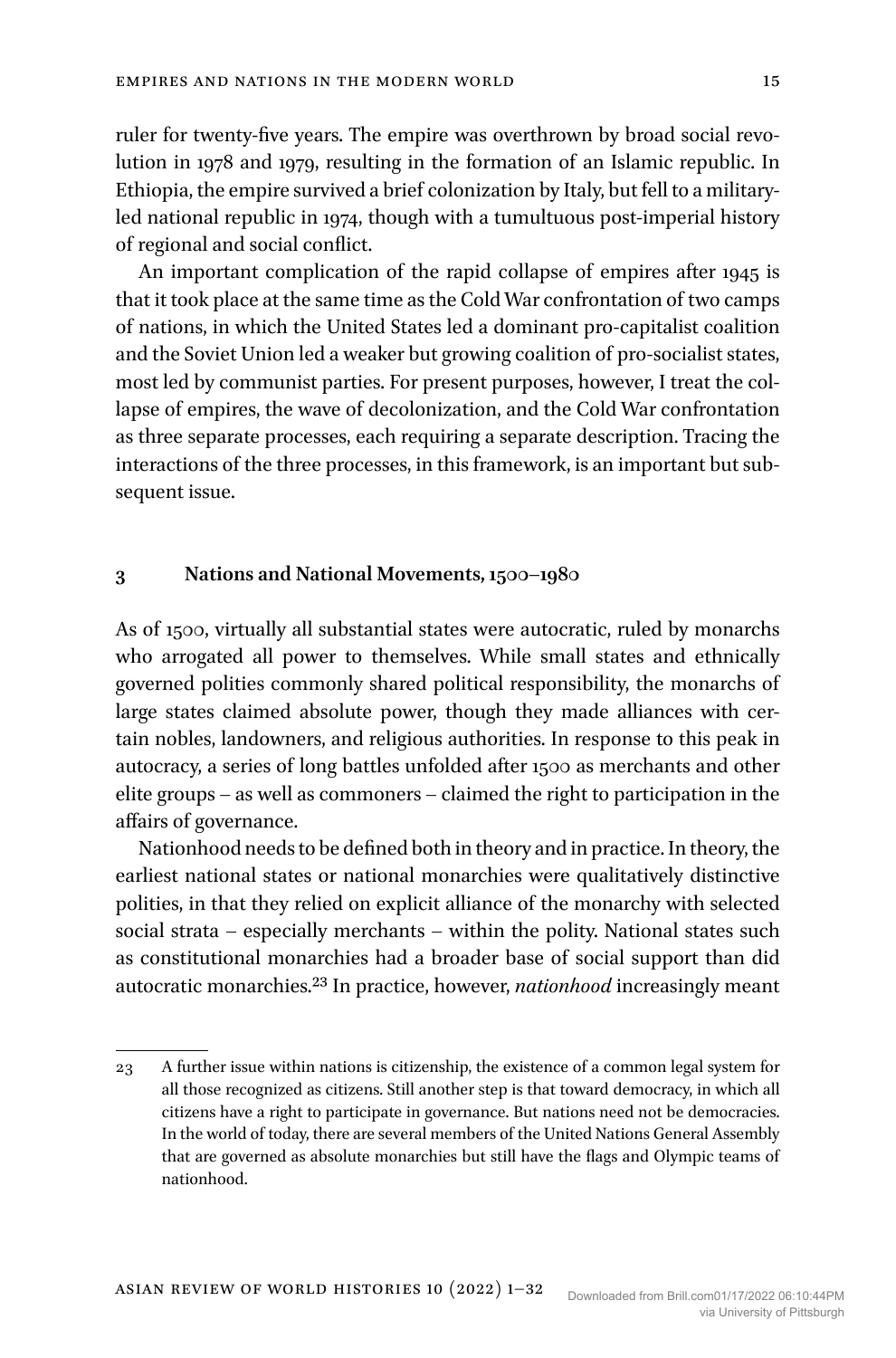ruler for twenty-five years. The empire was overthrown by broad social revolution in 1978 and 1979, resulting in the formation of an Islamic republic. In Ethiopia, the empire survived a brief colonization by Italy, but fell to a military-led national republic in 1974, though with a tumultuous post-imperial history of regional and social conflict.

An important complication of the rapid collapse of empires after 1945 is that it took place at the same time as the Cold War confrontation of two camps of nations, in which the United States led a dominant pro-capitalist coalition and the Soviet Union led a weaker but growing coalition of pro-socialist states, most led by communist parties. For present purposes, however, I treat the collapse of empires, the wave of decolonization, and the Cold War confrontation as three separate processes, each requiring a separate description. Tracing the interactions of the three processes, in this framework, is an important but subsequent issue.

## 3 Nations and National Movements, 1500–1980

As of 1500, virtually all substantial states were autocratic, ruled by monarchs who arrogated all power to themselves. While small states and ethnically governed polities commonly shared political responsibility, the monarchs of large states claimed absolute power, though they made alliances with certain nobles, landowners, and religious authorities. In response to this peak in autocracy, a series of long battles unfolded after 1500 as merchants and other elite groups – as well as commoners – claimed the right to participation in the affairs of governance.

Nationhood needs to be defined both in theory and in practice. In theory, the earliest national states or national monarchies were qualitatively distinctive polities, in that they relied on explicit alliance of the monarchy with selected social strata – especially merchants – within the polity. National states such as constitutional monarchies had a broader base of social support than did autocratic monarchies.[23] In practice, however, *nationhood* increasingly meant

---

23 A further issue within nations is citizenship, the existence of a common legal system for all those recognized as citizens. Still another step is that toward democracy, in which all citizens have a right to participate in governance. But nations need not be democracies. In the world of today, there are several members of the United Nations General Assembly that are governed as absolute monarchies but still have the flags and Olympic teams of nationhood.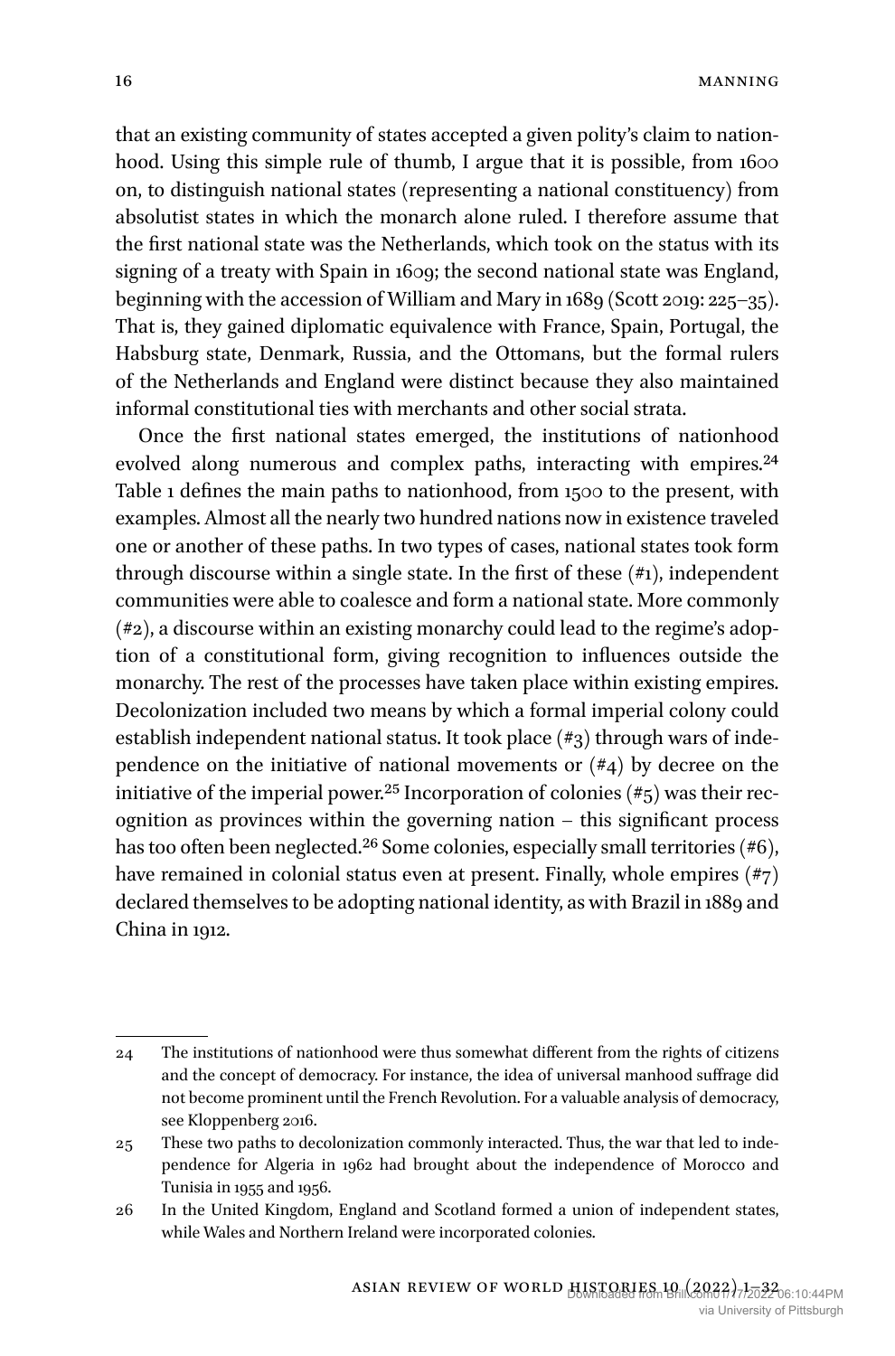that an existing community of states accepted a given polity's claim to nationhood. Using this simple rule of thumb, I argue that it is possible, from 1600 on, to distinguish national states (representing a national constituency) from absolutist states in which the monarch alone ruled. I therefore assume that the first national state was the Netherlands, which took on the status with its signing of a treaty with Spain in 1609; the second national state was England, beginning with the accession of William and Mary in 1689 (Scott 2019: 225–35). That is, they gained diplomatic equivalence with France, Spain, Portugal, the Habsburg state, Denmark, Russia, and the Ottomans, but the formal rulers of the Netherlands and England were distinct because they also maintained informal constitutional ties with merchants and other social strata.

Once the first national states emerged, the institutions of nationhood evolved along numerous and complex paths, interacting with empires.[24] Table 1 defines the main paths to nationhood, from 1500 to the present, with examples. Almost all the nearly two hundred nations now in existence traveled one or another of these paths. In two types of cases, national states took form through discourse within a single state. In the first of these (#1), independent communities were able to coalesce and form a national state. More commonly (#2), a discourse within an existing monarchy could lead to the regime's adoption of a constitutional form, giving recognition to influences outside the monarchy. The rest of the processes have taken place within existing empires. Decolonization included two means by which a formal imperial colony could establish independent national status. It took place (#3) through wars of independence on the initiative of national movements or (#4) by decree on the initiative of the imperial power.[25] Incorporation of colonies (#5) was their recognition as provinces within the governing nation – this significant process has too often been neglected.[26] Some colonies, especially small territories (#6), have remained in colonial status even at present. Finally, whole empires (#7) declared themselves to be adopting national identity, as with Brazil in 1889 and China in 1912.

---

24 The institutions of nationhood were thus somewhat different from the rights of citizens and the concept of democracy. For instance, the idea of universal manhood suffrage did not become prominent until the French Revolution. For a valuable analysis of democracy, see Kloppenberg 2016.

25 These two paths to decolonization commonly interacted. Thus, the war that led to independence for Algeria in 1962 had brought about the independence of Morocco and Tunisia in 1955 and 1956.

26 In the United Kingdom, England and Scotland formed a union of independent states, while Wales and Northern Ireland were incorporated colonies.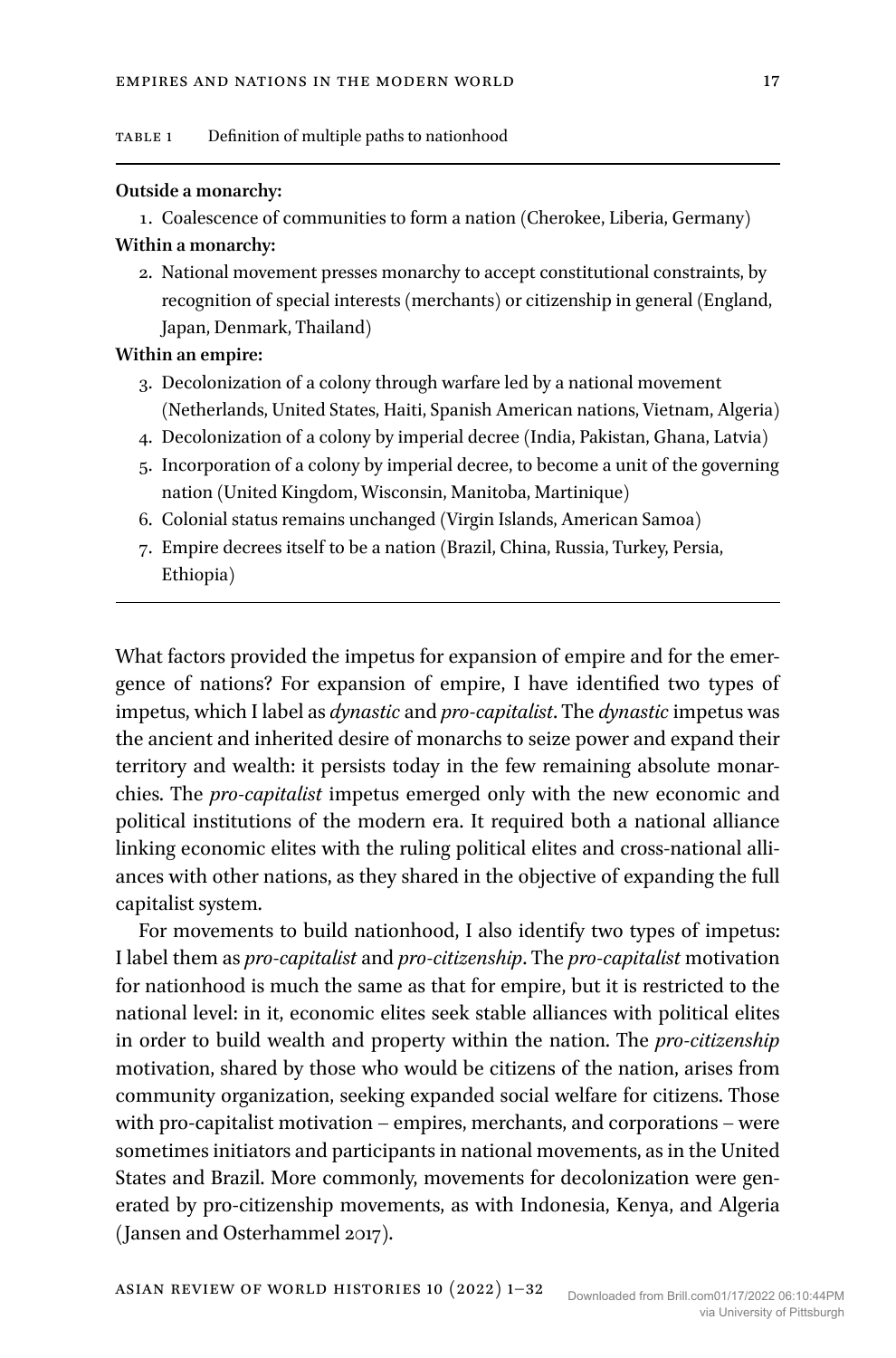Table 1 Definition of multiple paths to nationhood

**Outside a monarchy:**

1. Coalescence of communities to form a nation (Cherokee, Liberia, Germany)

**Within a monarchy:**

2. National movement presses monarchy to accept constitutional constraints, by recognition of special interests (merchants) or citizenship in general (England, Japan, Denmark, Thailand)

**Within an empire:**

3. Decolonization of a colony through warfare led by a national movement (Netherlands, United States, Haiti, Spanish American nations, Vietnam, Algeria)
4. Decolonization of a colony by imperial decree (India, Pakistan, Ghana, Latvia)
5. Incorporation of a colony by imperial decree, to become a unit of the governing nation (United Kingdom, Wisconsin, Manitoba, Martinique)
6. Colonial status remains unchanged (Virgin Islands, American Samoa)
7. Empire decrees itself to be a nation (Brazil, China, Russia, Turkey, Persia, Ethiopia)

What factors provided the impetus for expansion of empire and for the emergence of nations? For expansion of empire, I have identified two types of impetus, which I label as *dynastic* and *pro-capitalist*. The *dynastic* impetus was the ancient and inherited desire of monarchs to seize power and expand their territory and wealth: it persists today in the few remaining absolute monarchies. The *pro-capitalist* impetus emerged only with the new economic and political institutions of the modern era. It required both a national alliance linking economic elites with the ruling political elites and cross-national alliances with other nations, as they shared in the objective of expanding the full capitalist system.

For movements to build nationhood, I also identify two types of impetus: I label them as *pro-capitalist* and *pro-citizenship*. The *pro-capitalist* motivation for nationhood is much the same as that for empire, but it is restricted to the national level: in it, economic elites seek stable alliances with political elites in order to build wealth and property within the nation. The *pro-citizenship* motivation, shared by those who would be citizens of the nation, arises from community organization, seeking expanded social welfare for citizens. Those with pro-capitalist motivation – empires, merchants, and corporations – were sometimes initiators and participants in national movements, as in the United States and Brazil. More commonly, movements for decolonization were generated by pro-citizenship movements, as with Indonesia, Kenya, and Algeria (Jansen and Osterhammel 2017).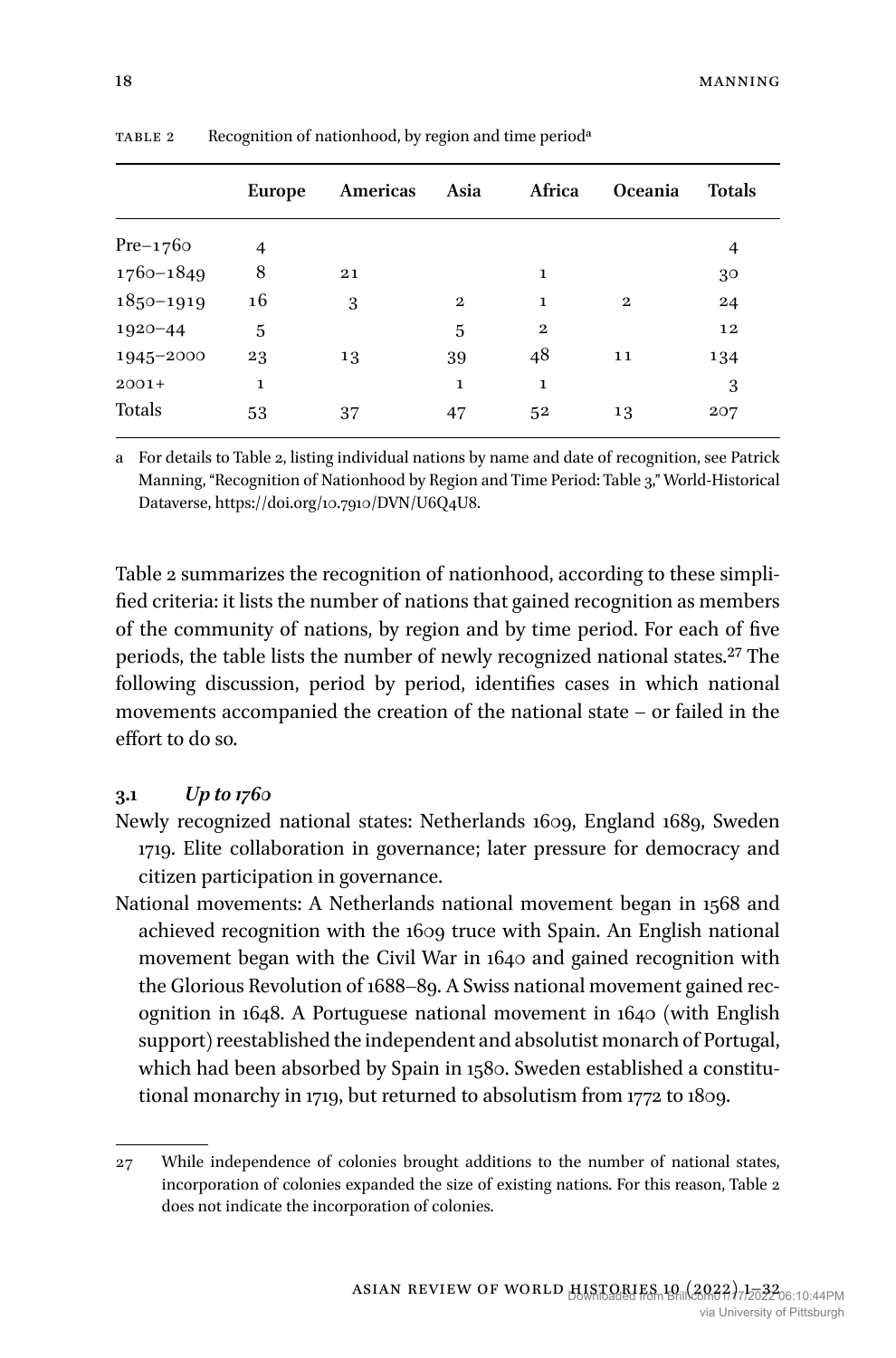TABLE 2 Recognition of nationhood, by region and time period[a]

| | Europe | Americas | Asia | Africa | Oceania | Totals |
|---|---|---|---|---|---|---|
| Pre–1760 | 4 | | | | | 4 |
| 1760–1849 | 8 | 21 | | 1 | | 30 |
| 1850–1919 | 16 | 3 | 2 | 1 | 2 | 24 |
| 1920–44 | 5 | | 5 | 2 | | 12 |
| 1945–2000 | 23 | 13 | 39 | 48 | 11 | 134 |
| 2001+ | 1 | | 1 | 1 | | 3 |
| Totals | 53 | 37 | 47 | 52 | 13 | 207 |

a For details to Table 2, listing individual nations by name and date of recognition, see Patrick Manning, "Recognition of Nationhood by Region and Time Period: Table 3," World-Historical Dataverse, https://doi.org/10.7910/DVN/U6Q4U8.

Table 2 summarizes the recognition of nationhood, according to these simplified criteria: it lists the number of nations that gained recognition as members of the community of nations, by region and by time period. For each of five periods, the table lists the number of newly recognized national states.[27] The following discussion, period by period, identifies cases in which national movements accompanied the creation of the national state – or failed in the effort to do so.

### 3.1 *Up to 1760*

Newly recognized national states: Netherlands 1609, England 1689, Sweden 1719. Elite collaboration in governance; later pressure for democracy and citizen participation in governance.

National movements: A Netherlands national movement began in 1568 and achieved recognition with the 1609 truce with Spain. An English national movement began with the Civil War in 1640 and gained recognition with the Glorious Revolution of 1688–89. A Swiss national movement gained recognition in 1648. A Portuguese national movement in 1640 (with English support) reestablished the independent and absolutist monarch of Portugal, which had been absorbed by Spain in 1580. Sweden established a constitutional monarchy in 1719, but returned to absolutism from 1772 to 1809.

27 While independence of colonies brought additions to the number of national states, incorporation of colonies expanded the size of existing nations. For this reason, Table 2 does not indicate the incorporation of colonies.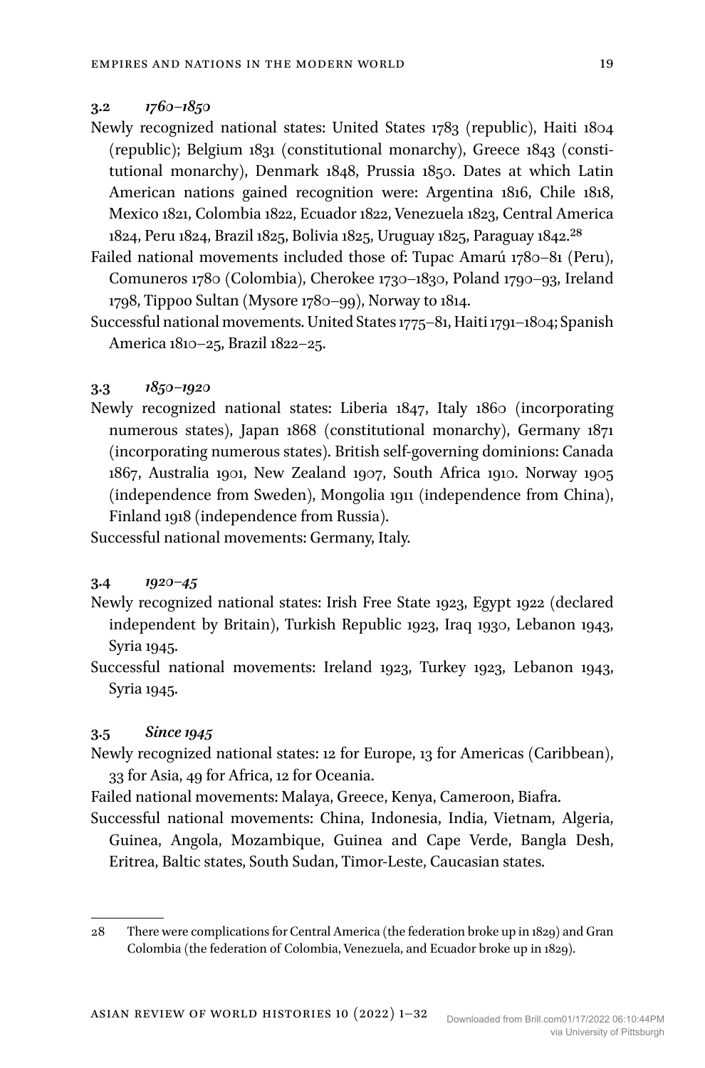### 3.2 *1760–1850*

Newly recognized national states: United States 1783 (republic), Haiti 1804 (republic); Belgium 1831 (constitutional monarchy), Greece 1843 (constitutional monarchy), Denmark 1848, Prussia 1850. Dates at which Latin American nations gained recognition were: Argentina 1816, Chile 1818, Mexico 1821, Colombia 1822, Ecuador 1822, Venezuela 1823, Central America 1824, Peru 1824, Brazil 1825, Bolivia 1825, Uruguay 1825, Paraguay 1842.[28]

Failed national movements included those of: Tupac Amarú 1780–81 (Peru), Comuneros 1780 (Colombia), Cherokee 1730–1830, Poland 1790–93, Ireland 1798, Tippoo Sultan (Mysore 1780–99), Norway to 1814.

Successful national movements. United States 1775–81, Haiti 1791–1804; Spanish America 1810–25, Brazil 1822–25.

### 3.3 *1850–1920*

Newly recognized national states: Liberia 1847, Italy 1860 (incorporating numerous states), Japan 1868 (constitutional monarchy), Germany 1871 (incorporating numerous states). British self-governing dominions: Canada 1867, Australia 1901, New Zealand 1907, South Africa 1910. Norway 1905 (independence from Sweden), Mongolia 1911 (independence from China), Finland 1918 (independence from Russia).

Successful national movements: Germany, Italy.

### 3.4 *1920–45*

Newly recognized national states: Irish Free State 1923, Egypt 1922 (declared independent by Britain), Turkish Republic 1923, Iraq 1930, Lebanon 1943, Syria 1945.

Successful national movements: Ireland 1923, Turkey 1923, Lebanon 1943, Syria 1945.

### 3.5 *Since 1945*

Newly recognized national states: 12 for Europe, 13 for Americas (Caribbean), 33 for Asia, 49 for Africa, 12 for Oceania.

Failed national movements: Malaya, Greece, Kenya, Cameroon, Biafra.

Successful national movements: China, Indonesia, India, Vietnam, Algeria, Guinea, Angola, Mozambique, Guinea and Cape Verde, Bangla Desh, Eritrea, Baltic states, South Sudan, Timor-Leste, Caucasian states.

---

28 There were complications for Central America (the federation broke up in 1829) and Gran Colombia (the federation of Colombia, Venezuela, and Ecuador broke up in 1829).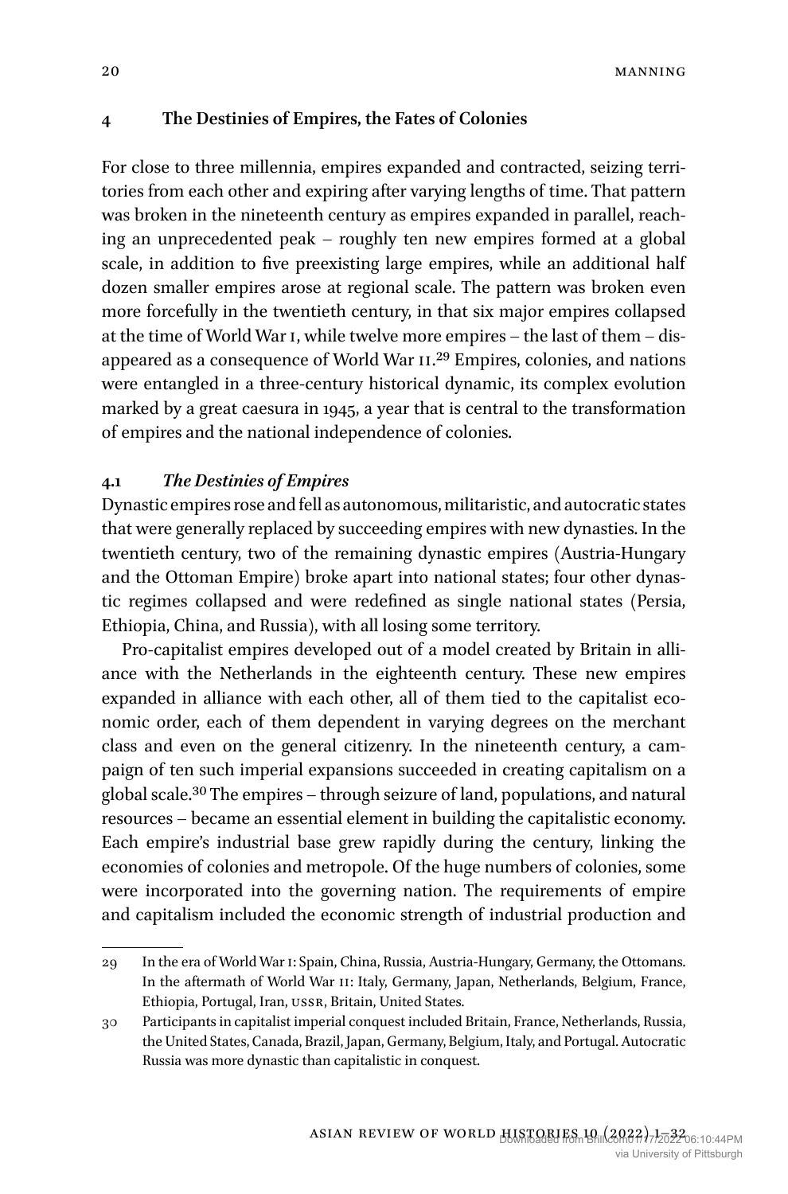## 4 The Destinies of Empires, the Fates of Colonies

For close to three millennia, empires expanded and contracted, seizing territories from each other and expiring after varying lengths of time. That pattern was broken in the nineteenth century as empires expanded in parallel, reaching an unprecedented peak – roughly ten new empires formed at a global scale, in addition to five preexisting large empires, while an additional half dozen smaller empires arose at regional scale. The pattern was broken even more forcefully in the twentieth century, in that six major empires collapsed at the time of World War I, while twelve more empires – the last of them – disappeared as a consequence of World War II.[29] Empires, colonies, and nations were entangled in a three-century historical dynamic, its complex evolution marked by a great caesura in 1945, a year that is central to the transformation of empires and the national independence of colonies.

### 4.1 *The Destinies of Empires*

Dynastic empires rose and fell as autonomous, militaristic, and autocratic states that were generally replaced by succeeding empires with new dynasties. In the twentieth century, two of the remaining dynastic empires (Austria-Hungary and the Ottoman Empire) broke apart into national states; four other dynastic regimes collapsed and were redefined as single national states (Persia, Ethiopia, China, and Russia), with all losing some territory.

Pro-capitalist empires developed out of a model created by Britain in alliance with the Netherlands in the eighteenth century. These new empires expanded in alliance with each other, all of them tied to the capitalist economic order, each of them dependent in varying degrees on the merchant class and even on the general citizenry. In the nineteenth century, a campaign of ten such imperial expansions succeeded in creating capitalism on a global scale.[30] The empires – through seizure of land, populations, and natural resources – became an essential element in building the capitalistic economy. Each empire's industrial base grew rapidly during the century, linking the economies of colonies and metropole. Of the huge numbers of colonies, some were incorporated into the governing nation. The requirements of empire and capitalism included the economic strength of industrial production and

---

29 In the era of World War I: Spain, China, Russia, Austria-Hungary, Germany, the Ottomans. In the aftermath of World War II: Italy, Germany, Japan, Netherlands, Belgium, France, Ethiopia, Portugal, Iran, USSR, Britain, United States.

30 Participants in capitalist imperial conquest included Britain, France, Netherlands, Russia, the United States, Canada, Brazil, Japan, Germany, Belgium, Italy, and Portugal. Autocratic Russia was more dynastic than capitalistic in conquest.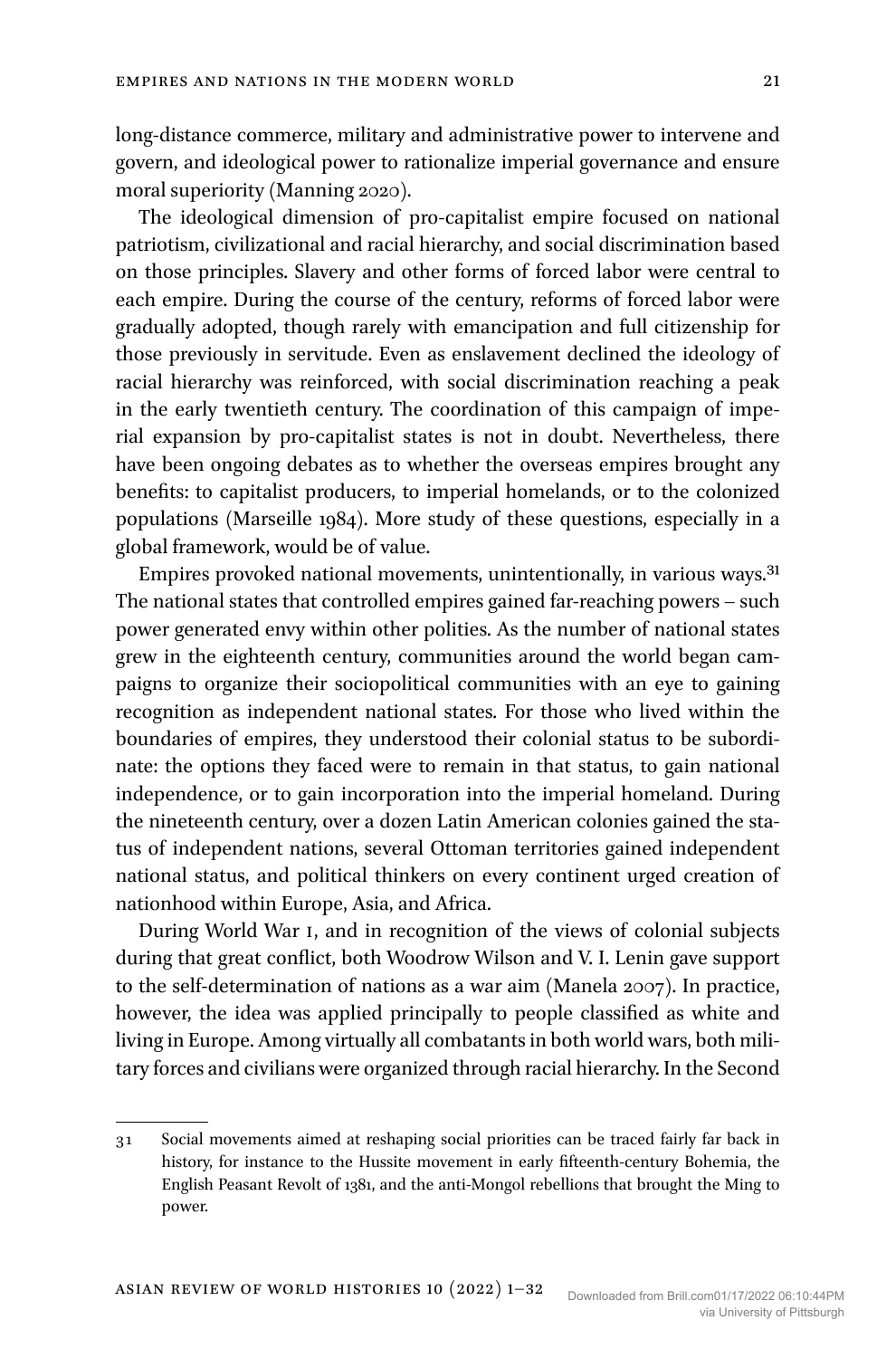long-distance commerce, military and administrative power to intervene and govern, and ideological power to rationalize imperial governance and ensure moral superiority (Manning 2020).

The ideological dimension of pro-capitalist empire focused on national patriotism, civilizational and racial hierarchy, and social discrimination based on those principles. Slavery and other forms of forced labor were central to each empire. During the course of the century, reforms of forced labor were gradually adopted, though rarely with emancipation and full citizenship for those previously in servitude. Even as enslavement declined the ideology of racial hierarchy was reinforced, with social discrimination reaching a peak in the early twentieth century. The coordination of this campaign of imperial expansion by pro-capitalist states is not in doubt. Nevertheless, there have been ongoing debates as to whether the overseas empires brought any benefits: to capitalist producers, to imperial homelands, or to the colonized populations (Marseille 1984). More study of these questions, especially in a global framework, would be of value.

Empires provoked national movements, unintentionally, in various ways.[31] The national states that controlled empires gained far-reaching powers – such power generated envy within other polities. As the number of national states grew in the eighteenth century, communities around the world began campaigns to organize their sociopolitical communities with an eye to gaining recognition as independent national states. For those who lived within the boundaries of empires, they understood their colonial status to be subordinate: the options they faced were to remain in that status, to gain national independence, or to gain incorporation into the imperial homeland. During the nineteenth century, over a dozen Latin American colonies gained the status of independent nations, several Ottoman territories gained independent national status, and political thinkers on every continent urged creation of nationhood within Europe, Asia, and Africa.

During World War I, and in recognition of the views of colonial subjects during that great conflict, both Woodrow Wilson and V. I. Lenin gave support to the self-determination of nations as a war aim (Manela 2007). In practice, however, the idea was applied principally to people classified as white and living in Europe. Among virtually all combatants in both world wars, both military forces and civilians were organized through racial hierarchy. In the Second

---

31 Social movements aimed at reshaping social priorities can be traced fairly far back in history, for instance to the Hussite movement in early fifteenth-century Bohemia, the English Peasant Revolt of 1381, and the anti-Mongol rebellions that brought the Ming to power.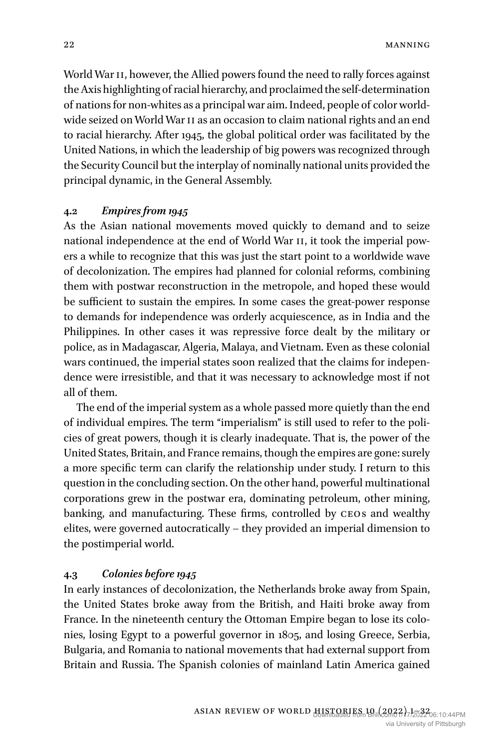World War II, however, the Allied powers found the need to rally forces against the Axis highlighting of racial hierarchy, and proclaimed the self-determination of nations for non-whites as a principal war aim. Indeed, people of color worldwide seized on World War II as an occasion to claim national rights and an end to racial hierarchy. After 1945, the global political order was facilitated by the United Nations, in which the leadership of big powers was recognized through the Security Council but the interplay of nominally national units provided the principal dynamic, in the General Assembly.

### 4.2 *Empires from 1945*

As the Asian national movements moved quickly to demand and to seize national independence at the end of World War II, it took the imperial powers a while to recognize that this was just the start point to a worldwide wave of decolonization. The empires had planned for colonial reforms, combining them with postwar reconstruction in the metropole, and hoped these would be sufficient to sustain the empires. In some cases the great-power response to demands for independence was orderly acquiescence, as in India and the Philippines. In other cases it was repressive force dealt by the military or police, as in Madagascar, Algeria, Malaya, and Vietnam. Even as these colonial wars continued, the imperial states soon realized that the claims for independence were irresistible, and that it was necessary to acknowledge most if not all of them.

The end of the imperial system as a whole passed more quietly than the end of individual empires. The term "imperialism" is still used to refer to the policies of great powers, though it is clearly inadequate. That is, the power of the United States, Britain, and France remains, though the empires are gone: surely a more specific term can clarify the relationship under study. I return to this question in the concluding section. On the other hand, powerful multinational corporations grew in the postwar era, dominating petroleum, other mining, banking, and manufacturing. These firms, controlled by CEOs and wealthy elites, were governed autocratically – they provided an imperial dimension to the postimperial world.

### 4.3 *Colonies before 1945*

In early instances of decolonization, the Netherlands broke away from Spain, the United States broke away from the British, and Haiti broke away from France. In the nineteenth century the Ottoman Empire began to lose its colonies, losing Egypt to a powerful governor in 1805, and losing Greece, Serbia, Bulgaria, and Romania to national movements that had external support from Britain and Russia. The Spanish colonies of mainland Latin America gained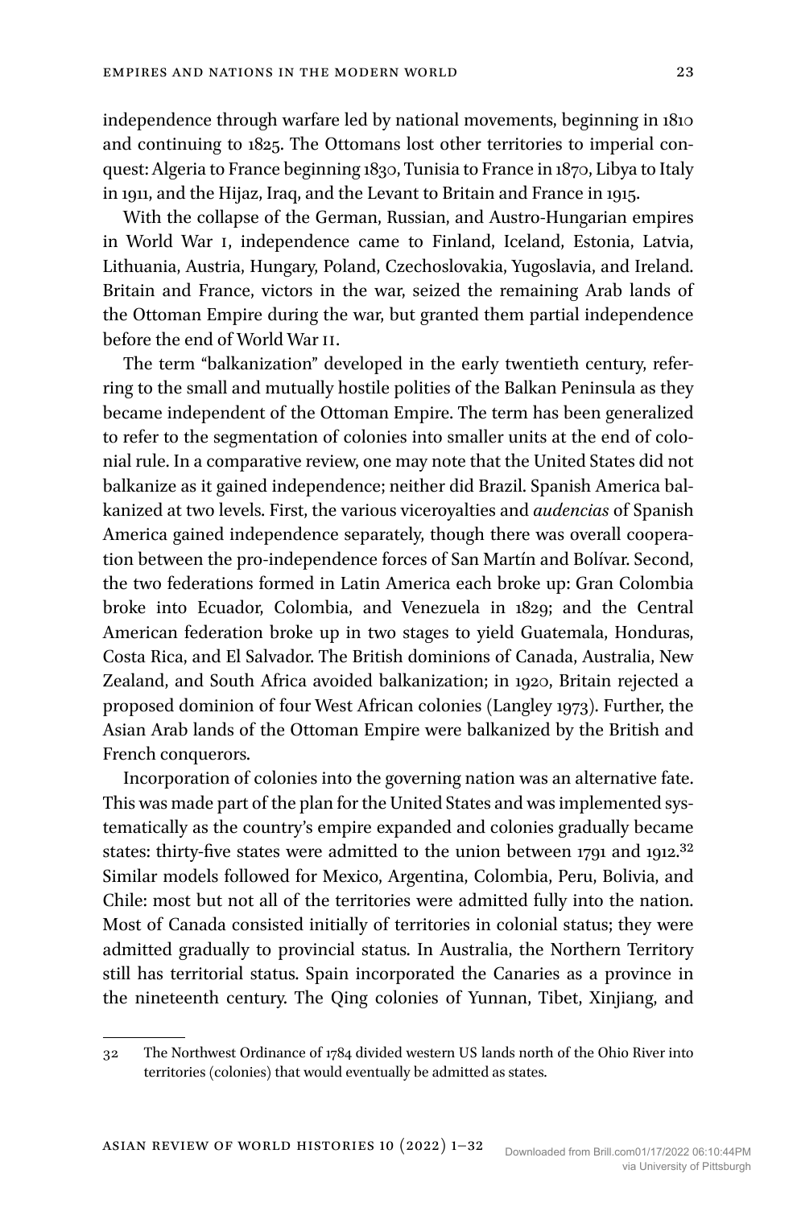independence through warfare led by national movements, beginning in 1810 and continuing to 1825. The Ottomans lost other territories to imperial conquest: Algeria to France beginning 1830, Tunisia to France in 1870, Libya to Italy in 1911, and the Hijaz, Iraq, and the Levant to Britain and France in 1915.

With the collapse of the German, Russian, and Austro-Hungarian empires in World War I, independence came to Finland, Iceland, Estonia, Latvia, Lithuania, Austria, Hungary, Poland, Czechoslovakia, Yugoslavia, and Ireland. Britain and France, victors in the war, seized the remaining Arab lands of the Ottoman Empire during the war, but granted them partial independence before the end of World War II.

The term "balkanization" developed in the early twentieth century, referring to the small and mutually hostile polities of the Balkan Peninsula as they became independent of the Ottoman Empire. The term has been generalized to refer to the segmentation of colonies into smaller units at the end of colonial rule. In a comparative review, one may note that the United States did not balkanize as it gained independence; neither did Brazil. Spanish America balkanized at two levels. First, the various viceroyalties and *audencias* of Spanish America gained independence separately, though there was overall cooperation between the pro-independence forces of San Martín and Bolívar. Second, the two federations formed in Latin America each broke up: Gran Colombia broke into Ecuador, Colombia, and Venezuela in 1829; and the Central American federation broke up in two stages to yield Guatemala, Honduras, Costa Rica, and El Salvador. The British dominions of Canada, Australia, New Zealand, and South Africa avoided balkanization; in 1920, Britain rejected a proposed dominion of four West African colonies (Langley 1973). Further, the Asian Arab lands of the Ottoman Empire were balkanized by the British and French conquerors.

Incorporation of colonies into the governing nation was an alternative fate. This was made part of the plan for the United States and was implemented systematically as the country's empire expanded and colonies gradually became states: thirty-five states were admitted to the union between 1791 and 1912.[32] Similar models followed for Mexico, Argentina, Colombia, Peru, Bolivia, and Chile: most but not all of the territories were admitted fully into the nation. Most of Canada consisted initially of territories in colonial status; they were admitted gradually to provincial status. In Australia, the Northern Territory still has territorial status. Spain incorporated the Canaries as a province in the nineteenth century. The Qing colonies of Yunnan, Tibet, Xinjiang, and

---

32 The Northwest Ordinance of 1784 divided western US lands north of the Ohio River into territories (colonies) that would eventually be admitted as states.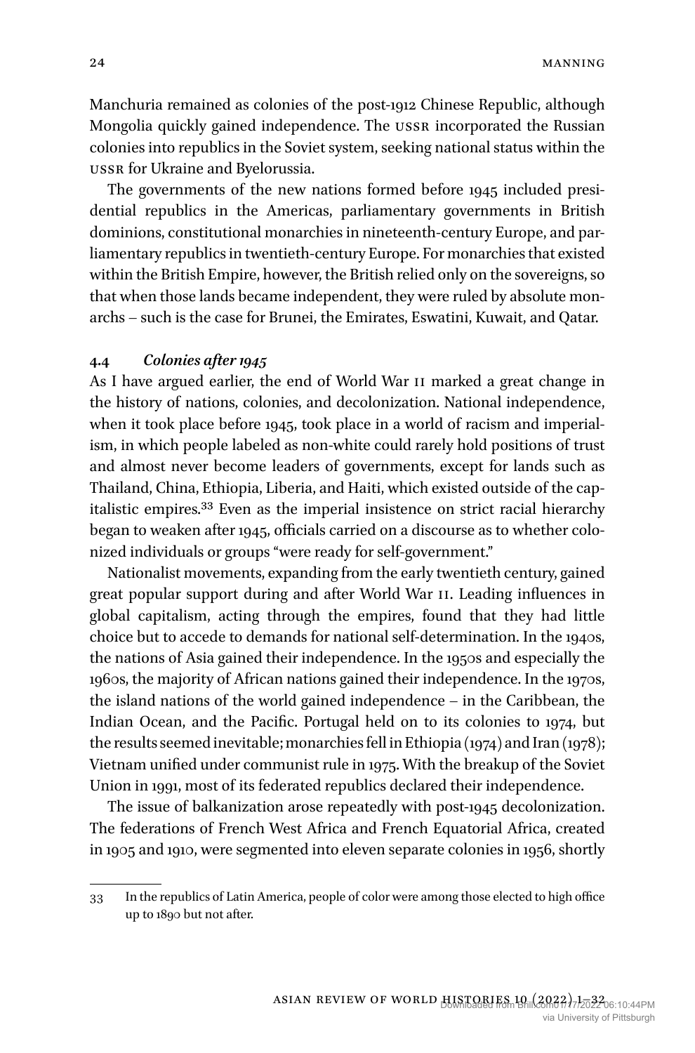Manchuria remained as colonies of the post-1912 Chinese Republic, although Mongolia quickly gained independence. The USSR incorporated the Russian colonies into republics in the Soviet system, seeking national status within the USSR for Ukraine and Byelorussia.

The governments of the new nations formed before 1945 included presidential republics in the Americas, parliamentary governments in British dominions, constitutional monarchies in nineteenth-century Europe, and parliamentary republics in twentieth-century Europe. For monarchies that existed within the British Empire, however, the British relied only on the sovereigns, so that when those lands became independent, they were ruled by absolute monarchs – such is the case for Brunei, the Emirates, Eswatini, Kuwait, and Qatar.

### 4.4 *Colonies after 1945*

As I have argued earlier, the end of World War II marked a great change in the history of nations, colonies, and decolonization. National independence, when it took place before 1945, took place in a world of racism and imperialism, in which people labeled as non-white could rarely hold positions of trust and almost never become leaders of governments, except for lands such as Thailand, China, Ethiopia, Liberia, and Haiti, which existed outside of the capitalistic empires.[33] Even as the imperial insistence on strict racial hierarchy began to weaken after 1945, officials carried on a discourse as to whether colonized individuals or groups "were ready for self-government."

Nationalist movements, expanding from the early twentieth century, gained great popular support during and after World War II. Leading influences in global capitalism, acting through the empires, found that they had little choice but to accede to demands for national self-determination. In the 1940s, the nations of Asia gained their independence. In the 1950s and especially the 1960s, the majority of African nations gained their independence. In the 1970s, the island nations of the world gained independence – in the Caribbean, the Indian Ocean, and the Pacific. Portugal held on to its colonies to 1974, but the results seemed inevitable; monarchies fell in Ethiopia (1974) and Iran (1978); Vietnam unified under communist rule in 1975. With the breakup of the Soviet Union in 1991, most of its federated republics declared their independence.

The issue of balkanization arose repeatedly with post-1945 decolonization. The federations of French West Africa and French Equatorial Africa, created in 1905 and 1910, were segmented into eleven separate colonies in 1956, shortly

---

33 In the republics of Latin America, people of color were among those elected to high office up to 1890 but not after.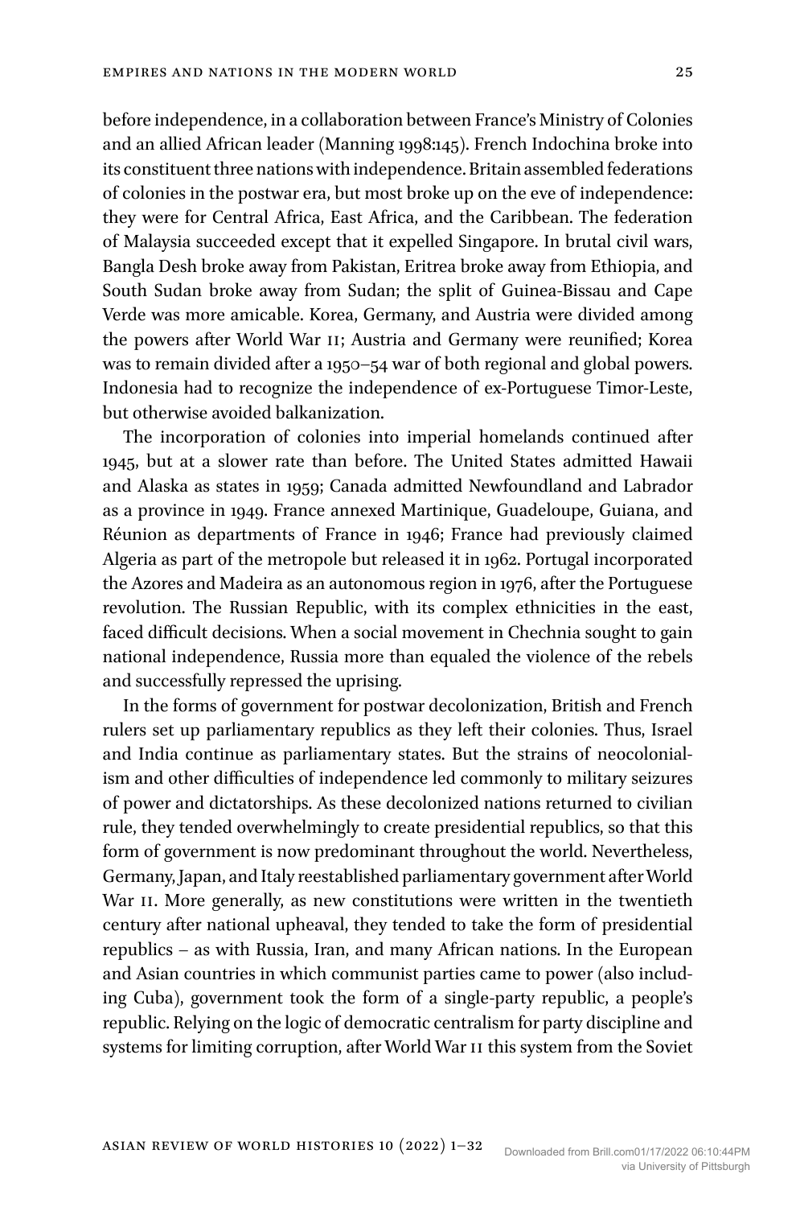before independence, in a collaboration between France's Ministry of Colonies and an allied African leader (Manning 1998:145). French Indochina broke into its constituent three nations with independence. Britain assembled federations of colonies in the postwar era, but most broke up on the eve of independence: they were for Central Africa, East Africa, and the Caribbean. The federation of Malaysia succeeded except that it expelled Singapore. In brutal civil wars, Bangla Desh broke away from Pakistan, Eritrea broke away from Ethiopia, and South Sudan broke away from Sudan; the split of Guinea-Bissau and Cape Verde was more amicable. Korea, Germany, and Austria were divided among the powers after World War II; Austria and Germany were reunified; Korea was to remain divided after a 1950–54 war of both regional and global powers. Indonesia had to recognize the independence of ex-Portuguese Timor-Leste, but otherwise avoided balkanization.

The incorporation of colonies into imperial homelands continued after 1945, but at a slower rate than before. The United States admitted Hawaii and Alaska as states in 1959; Canada admitted Newfoundland and Labrador as a province in 1949. France annexed Martinique, Guadeloupe, Guiana, and Réunion as departments of France in 1946; France had previously claimed Algeria as part of the metropole but released it in 1962. Portugal incorporated the Azores and Madeira as an autonomous region in 1976, after the Portuguese revolution. The Russian Republic, with its complex ethnicities in the east, faced difficult decisions. When a social movement in Chechnia sought to gain national independence, Russia more than equaled the violence of the rebels and successfully repressed the uprising.

In the forms of government for postwar decolonization, British and French rulers set up parliamentary republics as they left their colonies. Thus, Israel and India continue as parliamentary states. But the strains of neocolonialism and other difficulties of independence led commonly to military seizures of power and dictatorships. As these decolonized nations returned to civilian rule, they tended overwhelmingly to create presidential republics, so that this form of government is now predominant throughout the world. Nevertheless, Germany, Japan, and Italy reestablished parliamentary government after World War II. More generally, as new constitutions were written in the twentieth century after national upheaval, they tended to take the form of presidential republics – as with Russia, Iran, and many African nations. In the European and Asian countries in which communist parties came to power (also including Cuba), government took the form of a single-party republic, a people's republic. Relying on the logic of democratic centralism for party discipline and systems for limiting corruption, after World War II this system from the Soviet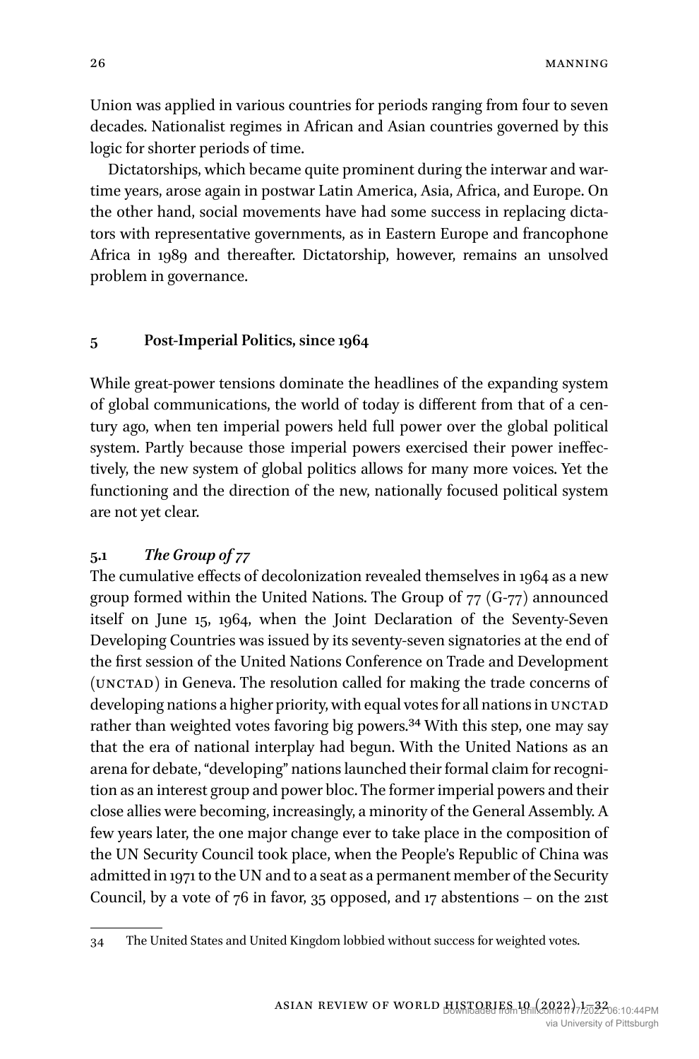Union was applied in various countries for periods ranging from four to seven decades. Nationalist regimes in African and Asian countries governed by this logic for shorter periods of time.

Dictatorships, which became quite prominent during the interwar and wartime years, arose again in postwar Latin America, Asia, Africa, and Europe. On the other hand, social movements have had some success in replacing dictators with representative governments, as in Eastern Europe and francophone Africa in 1989 and thereafter. Dictatorship, however, remains an unsolved problem in governance.

## 5 Post-Imperial Politics, since 1964

While great-power tensions dominate the headlines of the expanding system of global communications, the world of today is different from that of a century ago, when ten imperial powers held full power over the global political system. Partly because those imperial powers exercised their power ineffectively, the new system of global politics allows for many more voices. Yet the functioning and the direction of the new, nationally focused political system are not yet clear.

### 5.1 *The Group of 77*

The cumulative effects of decolonization revealed themselves in 1964 as a new group formed within the United Nations. The Group of 77 (G-77) announced itself on June 15, 1964, when the Joint Declaration of the Seventy-Seven Developing Countries was issued by its seventy-seven signatories at the end of the first session of the United Nations Conference on Trade and Development (UNCTAD) in Geneva. The resolution called for making the trade concerns of developing nations a higher priority, with equal votes for all nations in UNCTAD rather than weighted votes favoring big powers.[34] With this step, one may say that the era of national interplay had begun. With the United Nations as an arena for debate, "developing" nations launched their formal claim for recognition as an interest group and power bloc. The former imperial powers and their close allies were becoming, increasingly, a minority of the General Assembly. A few years later, the one major change ever to take place in the composition of the UN Security Council took place, when the People's Republic of China was admitted in 1971 to the UN and to a seat as a permanent member of the Security Council, by a vote of 76 in favor, 35 opposed, and 17 abstentions – on the 21st

34 The United States and United Kingdom lobbied without success for weighted votes.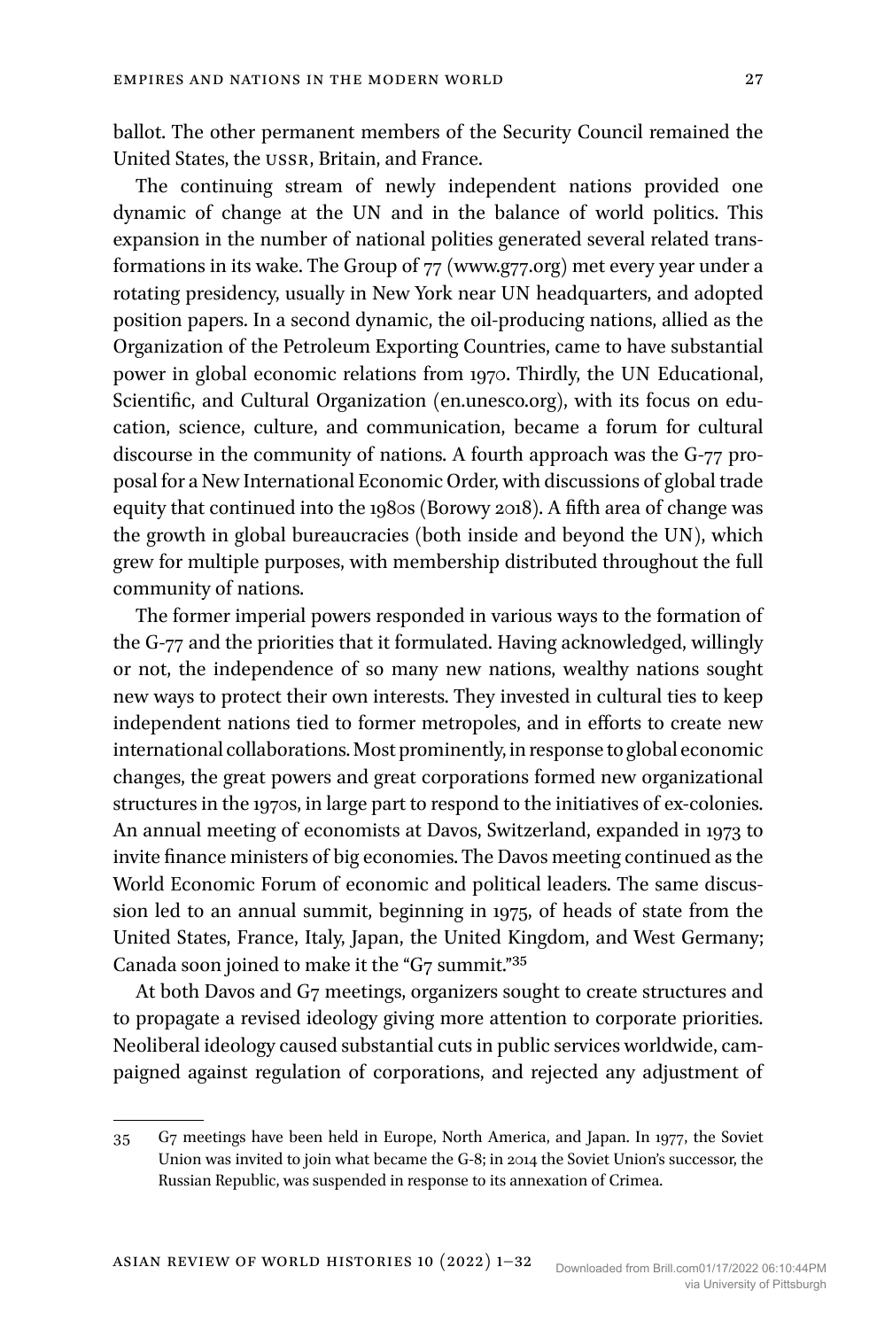ballot. The other permanent members of the Security Council remained the United States, the USSR, Britain, and France.

The continuing stream of newly independent nations provided one dynamic of change at the UN and in the balance of world politics. This expansion in the number of national polities generated several related transformations in its wake. The Group of 77 (www.g77.org) met every year under a rotating presidency, usually in New York near UN headquarters, and adopted position papers. In a second dynamic, the oil-producing nations, allied as the Organization of the Petroleum Exporting Countries, came to have substantial power in global economic relations from 1970. Thirdly, the UN Educational, Scientific, and Cultural Organization (en.unesco.org), with its focus on education, science, culture, and communication, became a forum for cultural discourse in the community of nations. A fourth approach was the G-77 proposal for a New International Economic Order, with discussions of global trade equity that continued into the 1980s (Borowy 2018). A fifth area of change was the growth in global bureaucracies (both inside and beyond the UN), which grew for multiple purposes, with membership distributed throughout the full community of nations.

The former imperial powers responded in various ways to the formation of the G-77 and the priorities that it formulated. Having acknowledged, willingly or not, the independence of so many new nations, wealthy nations sought new ways to protect their own interests. They invested in cultural ties to keep independent nations tied to former metropoles, and in efforts to create new international collaborations. Most prominently, in response to global economic changes, the great powers and great corporations formed new organizational structures in the 1970s, in large part to respond to the initiatives of ex-colonies. An annual meeting of economists at Davos, Switzerland, expanded in 1973 to invite finance ministers of big economies. The Davos meeting continued as the World Economic Forum of economic and political leaders. The same discussion led to an annual summit, beginning in 1975, of heads of state from the United States, France, Italy, Japan, the United Kingdom, and West Germany; Canada soon joined to make it the "G7 summit."[35]

At both Davos and G7 meetings, organizers sought to create structures and to propagate a revised ideology giving more attention to corporate priorities. Neoliberal ideology caused substantial cuts in public services worldwide, campaigned against regulation of corporations, and rejected any adjustment of

---

35 G7 meetings have been held in Europe, North America, and Japan. In 1977, the Soviet Union was invited to join what became the G-8; in 2014 the Soviet Union's successor, the Russian Republic, was suspended in response to its annexation of Crimea.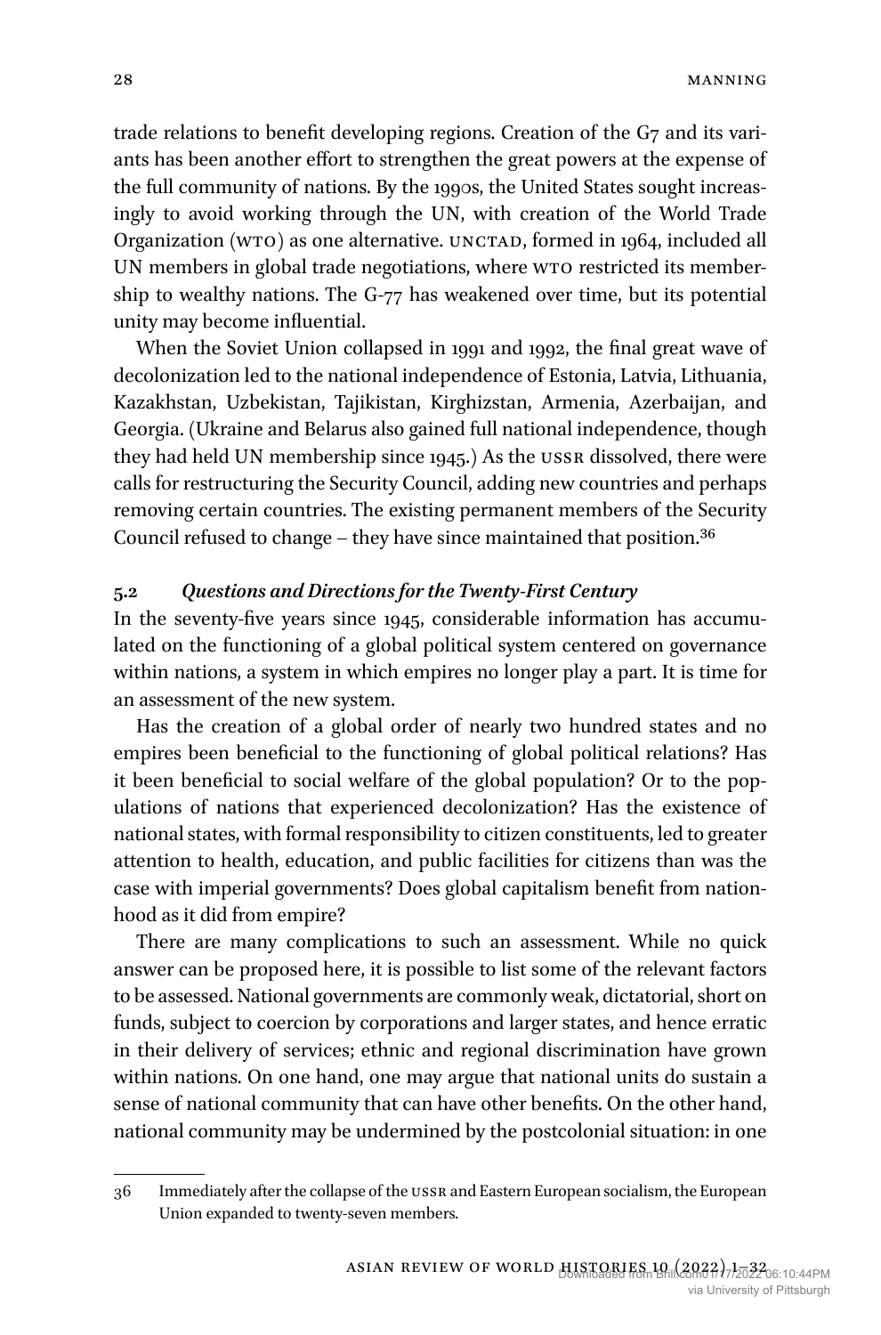trade relations to benefit developing regions. Creation of the G7 and its variants has been another effort to strengthen the great powers at the expense of the full community of nations. By the 1990s, the United States sought increasingly to avoid working through the UN, with creation of the World Trade Organization (WTO) as one alternative. UNCTAD, formed in 1964, included all UN members in global trade negotiations, where WTO restricted its membership to wealthy nations. The G-77 has weakened over time, but its potential unity may become influential.

When the Soviet Union collapsed in 1991 and 1992, the final great wave of decolonization led to the national independence of Estonia, Latvia, Lithuania, Kazakhstan, Uzbekistan, Tajikistan, Kirghizstan, Armenia, Azerbaijan, and Georgia. (Ukraine and Belarus also gained full national independence, though they had held UN membership since 1945.) As the USSR dissolved, there were calls for restructuring the Security Council, adding new countries and perhaps removing certain countries. The existing permanent members of the Security Council refused to change – they have since maintained that position.[36]

### 5.2 *Questions and Directions for the Twenty-First Century*

In the seventy-five years since 1945, considerable information has accumulated on the functioning of a global political system centered on governance within nations, a system in which empires no longer play a part. It is time for an assessment of the new system.

Has the creation of a global order of nearly two hundred states and no empires been beneficial to the functioning of global political relations? Has it been beneficial to social welfare of the global population? Or to the populations of nations that experienced decolonization? Has the existence of national states, with formal responsibility to citizen constituents, led to greater attention to health, education, and public facilities for citizens than was the case with imperial governments? Does global capitalism benefit from nationhood as it did from empire?

There are many complications to such an assessment. While no quick answer can be proposed here, it is possible to list some of the relevant factors to be assessed. National governments are commonly weak, dictatorial, short on funds, subject to coercion by corporations and larger states, and hence erratic in their delivery of services; ethnic and regional discrimination have grown within nations. On one hand, one may argue that national units do sustain a sense of national community that can have other benefits. On the other hand, national community may be undermined by the postcolonial situation: in one

---

36 Immediately after the collapse of the USSR and Eastern European socialism, the European Union expanded to twenty-seven members.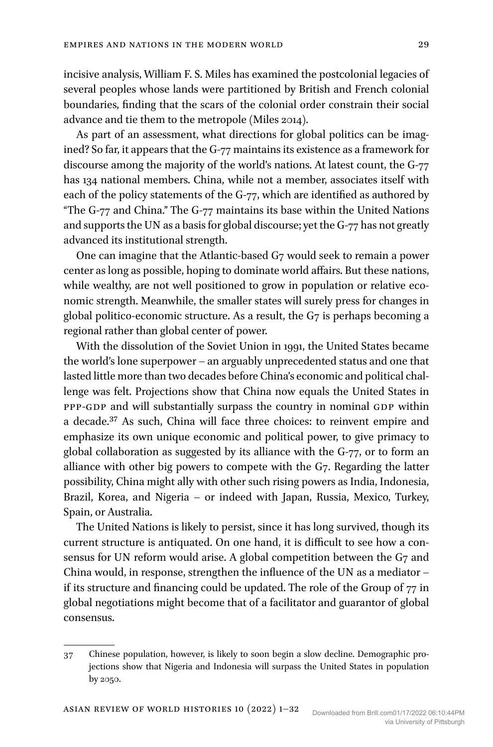incisive analysis, William F. S. Miles has examined the postcolonial legacies of several peoples whose lands were partitioned by British and French colonial boundaries, finding that the scars of the colonial order constrain their social advance and tie them to the metropole (Miles 2014).

As part of an assessment, what directions for global politics can be imagined? So far, it appears that the G-77 maintains its existence as a framework for discourse among the majority of the world's nations. At latest count, the G-77 has 134 national members. China, while not a member, associates itself with each of the policy statements of the G-77, which are identified as authored by "The G-77 and China." The G-77 maintains its base within the United Nations and supports the UN as a basis for global discourse; yet the G-77 has not greatly advanced its institutional strength.

One can imagine that the Atlantic-based G7 would seek to remain a power center as long as possible, hoping to dominate world affairs. But these nations, while wealthy, are not well positioned to grow in population or relative economic strength. Meanwhile, the smaller states will surely press for changes in global politico-economic structure. As a result, the G7 is perhaps becoming a regional rather than global center of power.

With the dissolution of the Soviet Union in 1991, the United States became the world's lone superpower – an arguably unprecedented status and one that lasted little more than two decades before China's economic and political challenge was felt. Projections show that China now equals the United States in PPP-GDP and will substantially surpass the country in nominal GDP within a decade.[37] As such, China will face three choices: to reinvent empire and emphasize its own unique economic and political power, to give primacy to global collaboration as suggested by its alliance with the G-77, or to form an alliance with other big powers to compete with the G7. Regarding the latter possibility, China might ally with other such rising powers as India, Indonesia, Brazil, Korea, and Nigeria – or indeed with Japan, Russia, Mexico, Turkey, Spain, or Australia.

The United Nations is likely to persist, since it has long survived, though its current structure is antiquated. On one hand, it is difficult to see how a consensus for UN reform would arise. A global competition between the G7 and China would, in response, strengthen the influence of the UN as a mediator – if its structure and financing could be updated. The role of the Group of 77 in global negotiations might become that of a facilitator and guarantor of global consensus.

---

37 Chinese population, however, is likely to soon begin a slow decline. Demographic projections show that Nigeria and Indonesia will surpass the United States in population by 2050.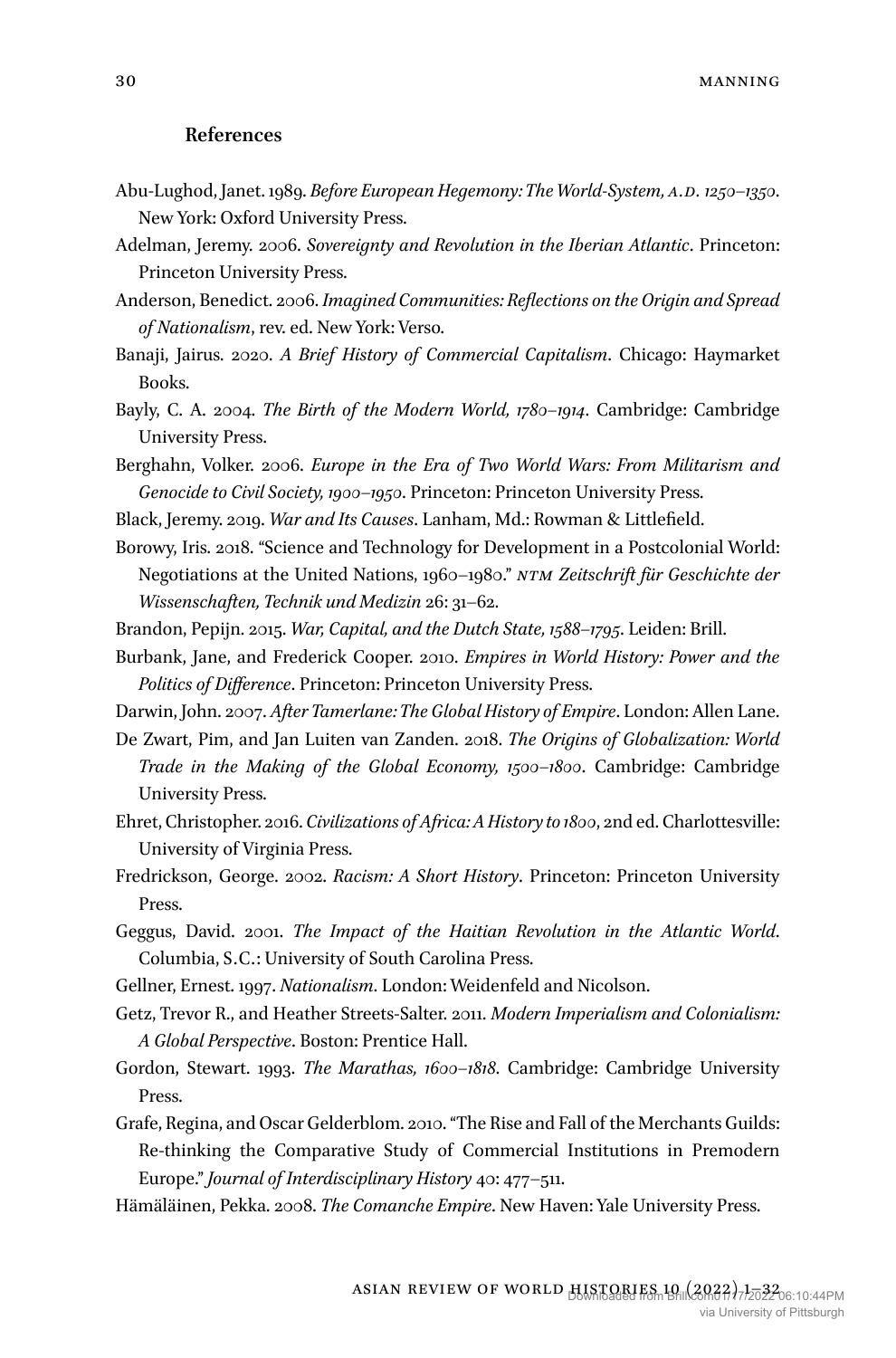## References

Abu-Lughod, Janet. 1989. *Before European Hegemony: The World-System, A.D. 1250–1350*. New York: Oxford University Press.

Adelman, Jeremy. 2006. *Sovereignty and Revolution in the Iberian Atlantic*. Princeton: Princeton University Press.

Anderson, Benedict. 2006. *Imagined Communities: Reflections on the Origin and Spread of Nationalism*, rev. ed. New York: Verso.

Banaji, Jairus. 2020. *A Brief History of Commercial Capitalism*. Chicago: Haymarket Books.

Bayly, C. A. 2004. *The Birth of the Modern World, 1780–1914*. Cambridge: Cambridge University Press.

Berghahn, Volker. 2006. *Europe in the Era of Two World Wars: From Militarism and Genocide to Civil Society, 1900–1950*. Princeton: Princeton University Press.

Black, Jeremy. 2019. *War and Its Causes*. Lanham, Md.: Rowman & Littlefield.

Borowy, Iris. 2018. "Science and Technology for Development in a Postcolonial World: Negotiations at the United Nations, 1960–1980." *NTM Zeitschrift für Geschichte der Wissenschaften, Technik und Medizin* 26: 31–62.

Brandon, Pepijn. 2015. *War, Capital, and the Dutch State, 1588–1795*. Leiden: Brill.

Burbank, Jane, and Frederick Cooper. 2010. *Empires in World History: Power and the Politics of Difference*. Princeton: Princeton University Press.

Darwin, John. 2007. *After Tamerlane: The Global History of Empire*. London: Allen Lane.

De Zwart, Pim, and Jan Luiten van Zanden. 2018. *The Origins of Globalization: World Trade in the Making of the Global Economy, 1500–1800*. Cambridge: Cambridge University Press.

Ehret, Christopher. 2016. *Civilizations of Africa: A History to 1800*, 2nd ed. Charlottesville: University of Virginia Press.

Fredrickson, George. 2002. *Racism: A Short History*. Princeton: Princeton University Press.

Geggus, David. 2001. *The Impact of the Haitian Revolution in the Atlantic World*. Columbia, S.C.: University of South Carolina Press.

Gellner, Ernest. 1997. *Nationalism*. London: Weidenfeld and Nicolson.

Getz, Trevor R., and Heather Streets-Salter. 2011. *Modern Imperialism and Colonialism: A Global Perspective*. Boston: Prentice Hall.

Gordon, Stewart. 1993. *The Marathas, 1600–1818*. Cambridge: Cambridge University Press.

Grafe, Regina, and Oscar Gelderblom. 2010. "The Rise and Fall of the Merchants Guilds: Re-thinking the Comparative Study of Commercial Institutions in Premodern Europe." *Journal of Interdisciplinary History* 40: 477–511.

Hämäläinen, Pekka. 2008. *The Comanche Empire*. New Haven: Yale University Press.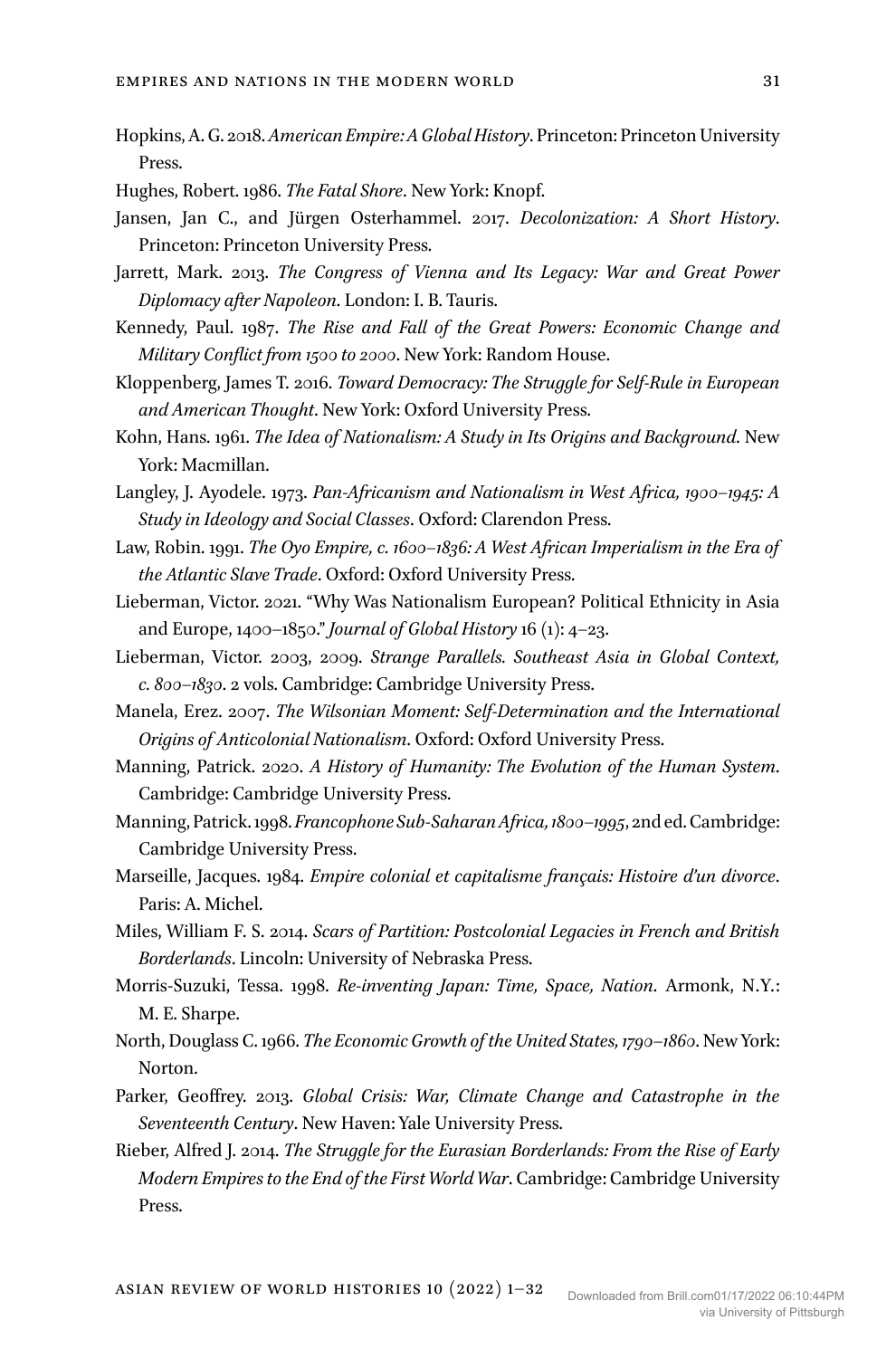Hopkins, A. G. 2018. *American Empire: A Global History*. Princeton: Princeton University Press.

Hughes, Robert. 1986. *The Fatal Shore*. New York: Knopf.

Jansen, Jan C., and Jürgen Osterhammel. 2017. *Decolonization: A Short History*. Princeton: Princeton University Press.

Jarrett, Mark. 2013. *The Congress of Vienna and Its Legacy: War and Great Power Diplomacy after Napoleon*. London: I. B. Tauris.

Kennedy, Paul. 1987. *The Rise and Fall of the Great Powers: Economic Change and Military Conflict from 1500 to 2000*. New York: Random House.

Kloppenberg, James T. 2016. *Toward Democracy: The Struggle for Self-Rule in European and American Thought*. New York: Oxford University Press.

Kohn, Hans. 1961. *The Idea of Nationalism: A Study in Its Origins and Background*. New York: Macmillan.

Langley, J. Ayodele. 1973. *Pan-Africanism and Nationalism in West Africa, 1900–1945: A Study in Ideology and Social Classes*. Oxford: Clarendon Press.

Law, Robin. 1991. *The Oyo Empire, c. 1600–1836: A West African Imperialism in the Era of the Atlantic Slave Trade*. Oxford: Oxford University Press.

Lieberman, Victor. 2021. "Why Was Nationalism European? Political Ethnicity in Asia and Europe, 1400–1850." *Journal of Global History* 16 (1): 4–23.

Lieberman, Victor. 2003, 2009. *Strange Parallels. Southeast Asia in Global Context, c. 800–1830*. 2 vols. Cambridge: Cambridge University Press.

Manela, Erez. 2007. *The Wilsonian Moment: Self-Determination and the International Origins of Anticolonial Nationalism*. Oxford: Oxford University Press.

Manning, Patrick. 2020. *A History of Humanity: The Evolution of the Human System*. Cambridge: Cambridge University Press.

Manning, Patrick. 1998. *Francophone Sub-Saharan Africa, 1800–1995*, 2nd ed. Cambridge: Cambridge University Press.

Marseille, Jacques. 1984. *Empire colonial et capitalisme français: Histoire d'un divorce*. Paris: A. Michel.

Miles, William F. S. 2014. *Scars of Partition: Postcolonial Legacies in French and British Borderlands*. Lincoln: University of Nebraska Press.

Morris-Suzuki, Tessa. 1998. *Re-inventing Japan: Time, Space, Nation*. Armonk, N.Y.: M. E. Sharpe.

North, Douglass C. 1966. *The Economic Growth of the United States, 1790–1860*. New York: Norton.

Parker, Geoffrey. 2013. *Global Crisis: War, Climate Change and Catastrophe in the Seventeenth Century*. New Haven: Yale University Press.

Rieber, Alfred J. 2014. *The Struggle for the Eurasian Borderlands: From the Rise of Early Modern Empires to the End of the First World War*. Cambridge: Cambridge University Press.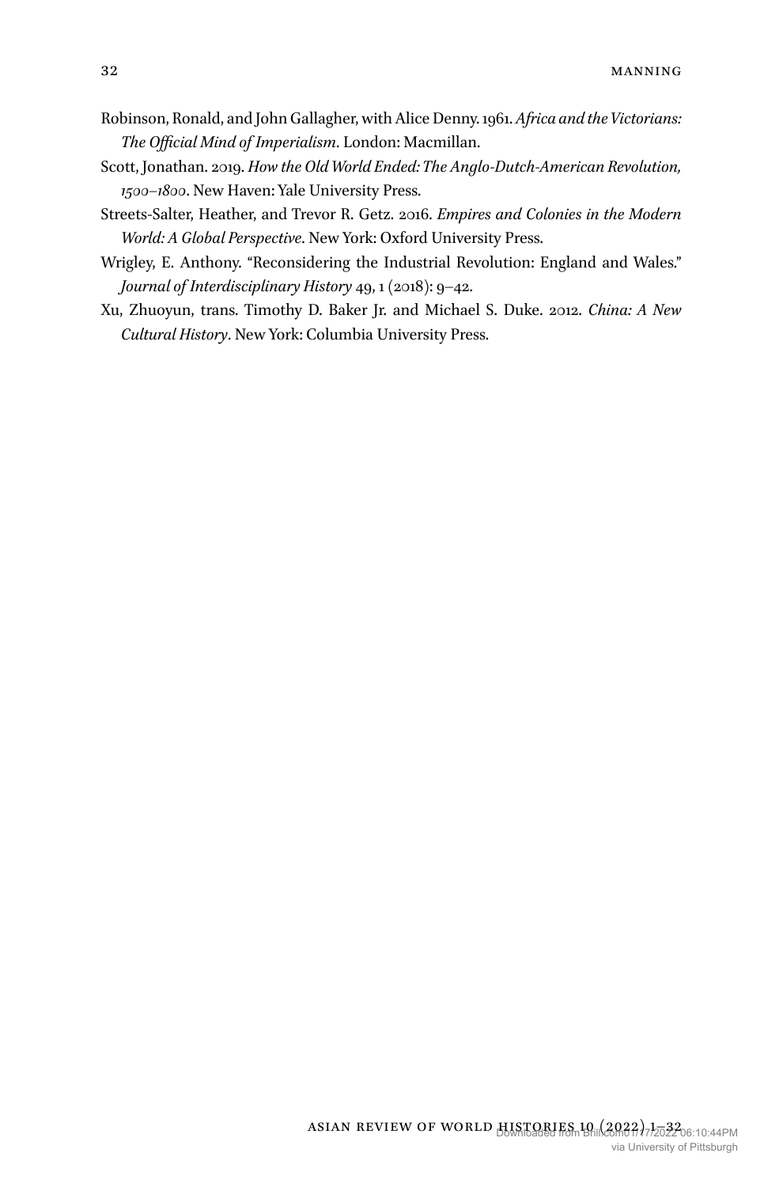Robinson, Ronald, and John Gallagher, with Alice Denny. 1961. *Africa and the Victorians: The Official Mind of Imperialism*. London: Macmillan.

Scott, Jonathan. 2019. *How the Old World Ended: The Anglo-Dutch-American Revolution, 1500–1800*. New Haven: Yale University Press.

Streets-Salter, Heather, and Trevor R. Getz. 2016. *Empires and Colonies in the Modern World: A Global Perspective*. New York: Oxford University Press.

Wrigley, E. Anthony. "Reconsidering the Industrial Revolution: England and Wales." *Journal of Interdisciplinary History* 49, 1 (2018): 9–42.

Xu, Zhuoyun, trans. Timothy D. Baker Jr. and Michael S. Duke. 2012. *China: A New Cultural History*. New York: Columbia University Press.